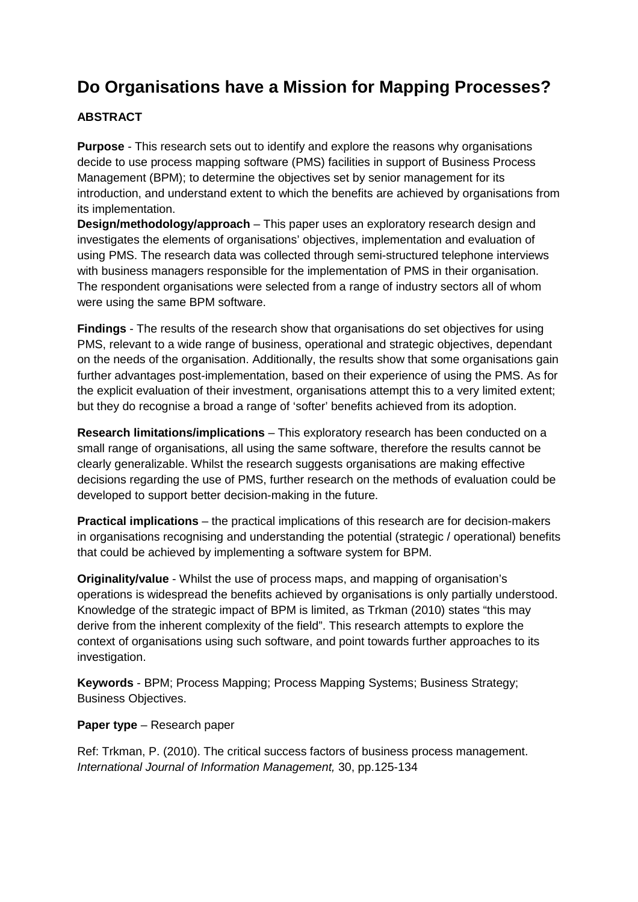# Do Organisations have a Mission for Mapping Processes?

## ABSTRACT

**Purpose** - This research sets out to identify and explore the reasons why organisations decide to use process mapping software (PMS) facilities in support of Business Process Management (BPM); to determine the objectives set by senior management for its introduction, and understand extent to which the benefits are achieved by organisations from its implementation.

**Design/methodology/approach** – This paper uses an exploratory research design and investigates the elements of organisations' objectives, implementation and evaluation of using PMS. The research data was collected through semi-structured telephone interviews with business managers responsible for the implementation of PMS in their organisation. The respondent organisations were selected from a range of industry sectors all of whom were using the same BPM software.

**Findings** - The results of the research show that organisations do set objectives for using PMS, relevant to a wide range of business, operational and strategic objectives, dependant on the needs of the organisation. Additionally, the results show that some organisations gain further advantages post-implementation, based on their experience of using the PMS. As for the explicit evaluation of their investment, organisations attempt this to a very limited extent; but they do recognise a broad a range of 'softer' benefits achieved from its adoption.

**Research limitations/implications** – This exploratory research has been conducted on a small range of organisations, all using the same software, therefore the results cannot be clearly generalizable. Whilst the research suggests organisations are making effective decisions regarding the use of PMS, further research on the methods of evaluation could be developed to support better decision-making in the future.

**Practical implications** – the practical implications of this research are for decision-makers in organisations recognising and understanding the potential (strategic / operational) benefits that could be achieved by implementing a software system for BPM.

**Originality/value** - Whilst the use of process maps, and mapping of organisation's operations is widespread the benefits achieved by organisations is only partially understood. Knowledge of the strategic impact of BPM is limited, as Trkman (2010) states "this may derive from the inherent complexity of the field". This research attempts to explore the context of organisations using such software, and point towards further approaches to its investigation.

**Keywords** - BPM; Process Mapping; Process Mapping Systems; Business Strategy; Business Objectives.

**Paper type** – Research paper

Ref: Trkman, P. (2010). The critical success factors of business process management. *International Journal of Information Management,* 30, pp.125-134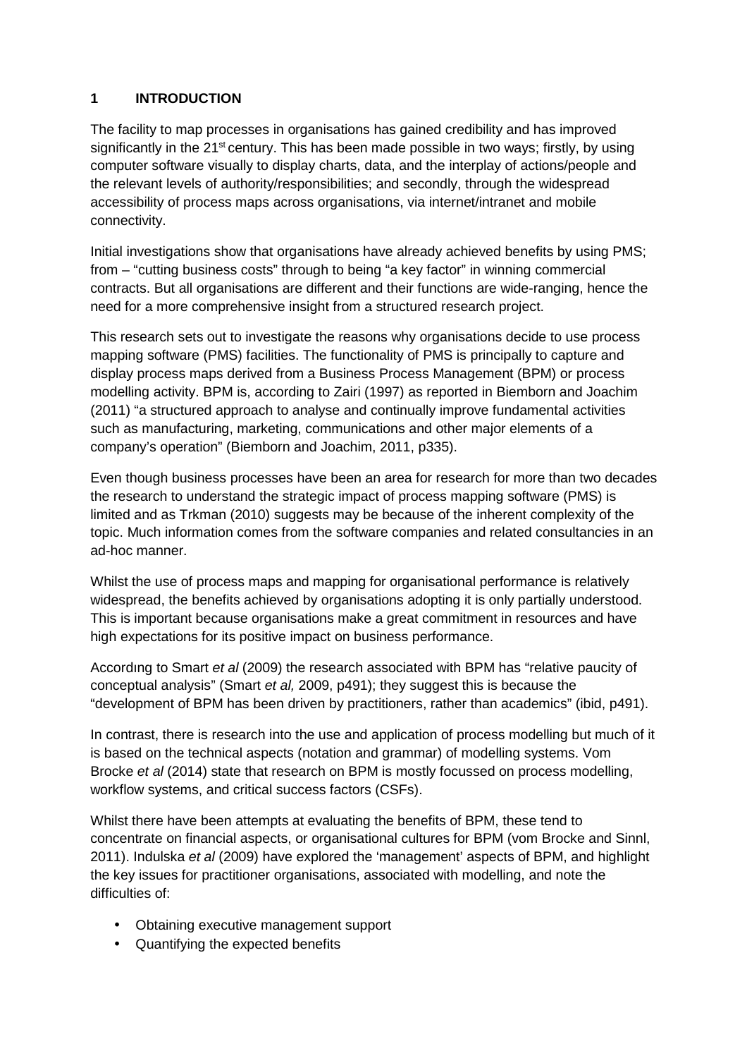# 1 INTRODUCTION

The facility to map processes in organisations has gained credibility and has improved significantly in the 21st century. This has been made possible in two ways; firstly, by using computer software visually to display charts, data, and the interplay of actions/people and the relevant levels of authority/responsibilities; and secondly, through the widespread accessibility of process maps across organisations, via internet/intranet and mobile connectivity.

Initial investigations show that organisations have already achieved benefits by using PMS; from – "cutting business costs" through to being "a key factor" in winning commercial contracts. But all organisations are different and their functions are wide-ranging, hence the need for a more comprehensive insight from a structured research project.

This research sets out to investigate the reasons why organisations decide to use process mapping software (PMS) facilities. The functionality of PMS is principally to capture and display process maps derived from a Business Process Management (BPM) or process modelling activity. BPM is, according to Zairi (1997) as reported in Biemborn and Joachim (2011) "a structured approach to analyse and continually improve fundamental activities such as manufacturing, marketing, communications and other major elements of a company's operation" (Biemborn and Joachim, 2011, p335).

Even though business processes have been an area for research for more than two decades the research to understand the strategic impact of process mapping software (PMS) is limited and as Trkman (2010) suggests may be because of the inherent complexity of the topic. Much information comes from the software companies and related consultancies in an ad-hoc manner.

Whilst the use of process maps and mapping for organisational performance is relatively widespread, the benefits achieved by organisations adopting it is only partially understood. This is important because organisations make a great commitment in resources and have high expectations for its positive impact on business performance.

According to Smart *et al* (2009) the research associated with BPM has "relative paucity of conceptual analysis" (Smart *et al,* 2009, p491); they suggest this is because the "development of BPM has been driven by practitioners, rather than academics" (ibid, p491).

In contrast, there is research into the use and application of process modelling but much of it is based on the technical aspects (notation and grammar) of modelling systems. Vom Brocke *et al* (2014) state that research on BPM is mostly focussed on process modelling, workflow systems, and critical success factors (CSFs).

Whilst there have been attempts at evaluating the benefits of BPM, these tend to concentrate on financial aspects, or organisational cultures for BPM (vom Brocke and Sinnl, 2011). Indulska *et al* (2009) have explored the 'management' aspects of BPM, and highlight the key issues for practitioner organisations, associated with modelling, and note the difficulties of:

- Obtaining executive management support
- Quantifying the expected benefits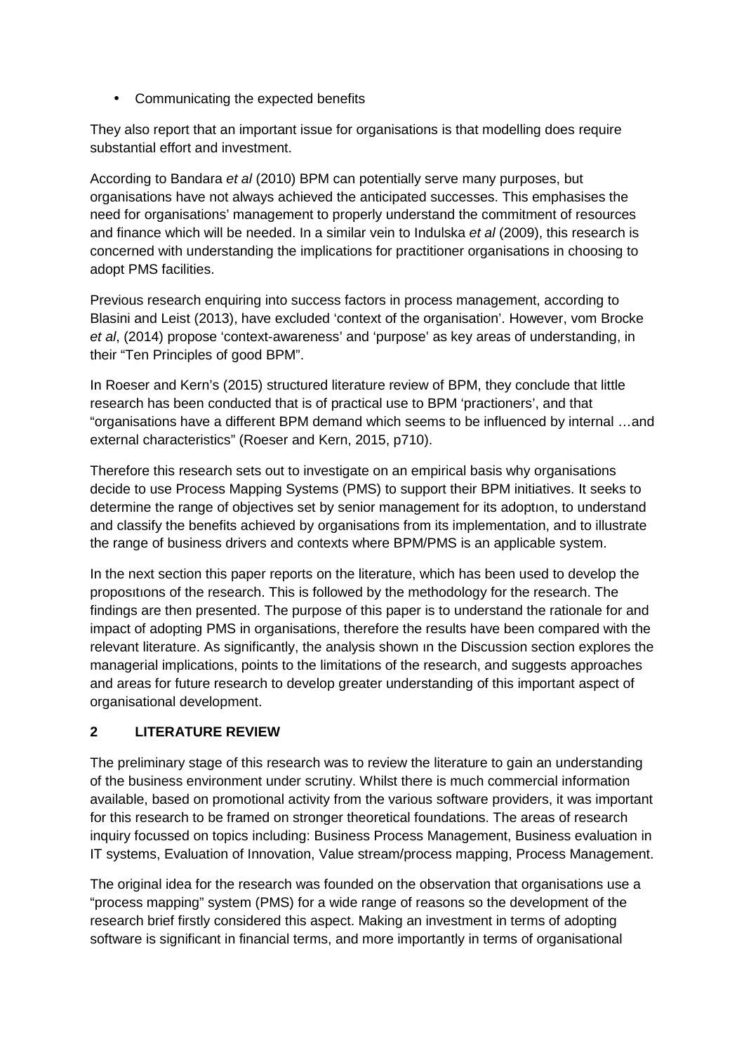- Communicating the expected benefits

They also report that an important issue for organisations is that modelling does require substantial effort and investment.

According to Bandara *et al* (2010) BPM can potentially serve many purposes, but organisations have not always achieved the anticipated successes. This emphasises the need for organisations' management to properly understand the commitment of resources and finance which will be needed. In a similar vein to Indulska *et al* (2009), this research is concerned with understanding the implications for practitioner organisations in choosing to adopt PMS facilities.

Previous research enquiring into success factors in process management, according to Blasini and Leist (2013), have excluded 'context of the organisation'. However, vom Brocke *et al*, (2014) propose 'context-awareness' and 'purpose' as key areas of understanding, in their "Ten Principles of good BPM".

In Roeser and Kern's (2015) structured literature review of BPM, they conclude that little research has been conducted that is of practical use to BPM 'practioners', and that "organisations have a different BPM demand which seems to be influenced by internal …and external characteristics" (Roeser and Kern, 2015, p710).

Therefore this research sets out to investigate on an empirical basis why organisations decide to use Process Mapping Systems (PMS) to support their BPM initiatives. It seeks to determine the range of objectives set by senior management for its adoptıon, to understand and classify the benefits achieved by organisations from its implementation, and to illustrate the range of business drivers and contexts where BPM/PMS is an applicable system.

In the next section this paper reports on the literature, which has been used to develop the proposıtıons of the research. This is followed by the methodology for the research. The findings are then presented. The purpose of this paper is to understand the rationale for and impact of adopting PMS in organisations, therefore the results have been compared with the relevant literature. As significantly, the analysis shown ın the Discussion section explores the managerial implications, points to the limitations of the research, and suggests approaches and areas for future research to develop greater understanding of this important aspect of organisational development.

## 2 LITERATURE REVIEW

The preliminary stage of this research was to review the literature to gain an understanding of the business environment under scrutiny. Whilst there is much commercial information available, based on promotional activity from the various software providers, it was important for this research to be framed on stronger theoretical foundations. The areas of research inquiry focussed on topics including: Business Process Management, Business evaluation in IT systems, Evaluation of Innovation, Value stream/process mapping, Process Management.

The original idea for the research was founded on the observation that organisations use a "process mapping" system (PMS) for a wide range of reasons so the development of the research brief firstly considered this aspect. Making an investment in terms of adopting software is significant in financial terms, and more importantly in terms of organisational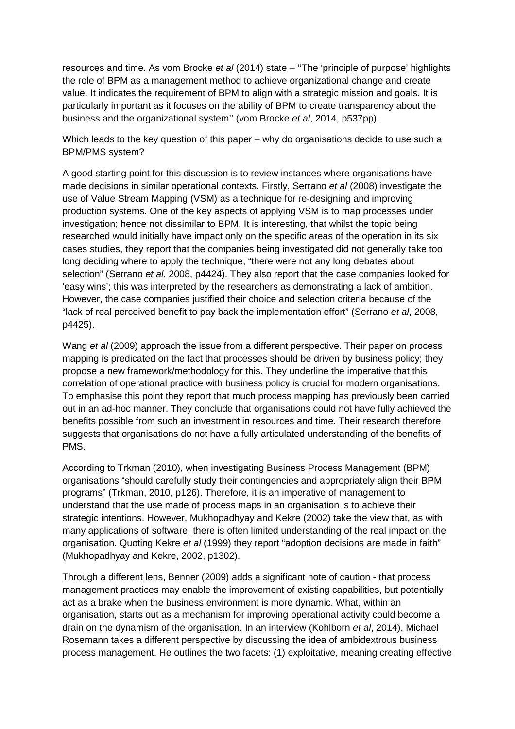resources and time. As vom Brocke *et al* (2014) state – ''The 'principle of purpose' highlights the role of BPM as a management method to achieve organizational change and create value. It indicates the requirement of BPM to align with a strategic mission and goals. It is particularly important as it focuses on the ability of BPM to create transparency about the business and the organizational system'' (vom Brocke *et al*, 2014, p537pp).

Which leads to the key question of this paper – why do organisations decide to use such a BPM/PMS system?

A good starting point for this discussion is to review instances where organisations have made decisions in similar operational contexts. Firstly, Serrano *et al* (2008) investigate the use of Value Stream Mapping (VSM) as a technique for re-designing and improving production systems. One of the key aspects of applying VSM is to map processes under investigation; hence not dissimilar to BPM. It is interesting, that whilst the topic being researched would initially have impact only on the specific areas of the operation in its six cases studies, they report that the companies being investigated did not generally take too long deciding where to apply the technique, "there were not any long debates about selection" (Serrano *et al*, 2008, p4424). They also report that the case companies looked for 'easy wins'; this was interpreted by the researchers as demonstrating a lack of ambition. However, the case companies justified their choice and selection criteria because of the "lack of real perceived benefit to pay back the implementation effort" (Serrano *et al*, 2008, p4425).

Wang *et al* (2009) approach the issue from a different perspective. Their paper on process mapping is predicated on the fact that processes should be driven by business policy; they propose a new framework/methodology for this. They underline the imperative that this correlation of operational practice with business policy is crucial for modern organisations. To emphasise this point they report that much process mapping has previously been carried out in an ad-hoc manner. They conclude that organisations could not have fully achieved the benefits possible from such an investment in resources and time. Their research therefore suggests that organisations do not have a fully articulated understanding of the benefits of PMS.

According to Trkman (2010), when investigating Business Process Management (BPM) organisations "should carefully study their contingencies and appropriately align their BPM programs" (Trkman, 2010, p126). Therefore, it is an imperative of management to understand that the use made of process maps in an organisation is to achieve their strategic intentions. However, Mukhopadhyay and Kekre (2002) take the view that, as with many applications of software, there is often limited understanding of the real impact on the organisation. Quoting Kekre *et al* (1999) they report "adoption decisions are made in faith" (Mukhopadhyay and Kekre, 2002, p1302).

Through a different lens, Benner (2009) adds a significant note of caution - that process management practices may enable the improvement of existing capabilities, but potentially act as a brake when the business environment is more dynamic. What, within an organisation, starts out as a mechanism for improving operational activity could become a drain on the dynamism of the organisation. In an interview (Kohlborn *et al*, 2014), Michael Rosemann takes a different perspective by discussing the idea of ambidextrous business process management. He outlines the two facets: (1) exploitative, meaning creating effective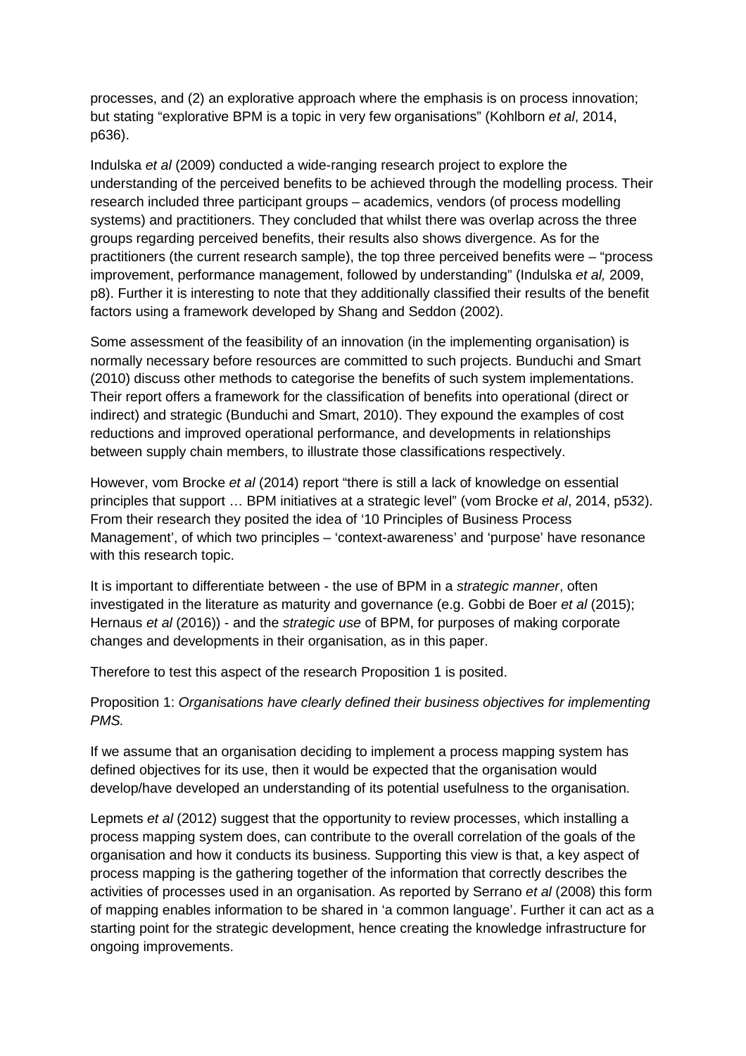processes, and (2) an explorative approach where the emphasis is on process innovation; but stating "explorative BPM is a topic in very few organisations" (Kohlborn *et al*, 2014, p636).

Indulska *et al* (2009) conducted a wide-ranging research project to explore the understanding of the perceived benefits to be achieved through the modelling process. Their research included three participant groups – academics, vendors (of process modelling systems) and practitioners. They concluded that whilst there was overlap across the three groups regarding perceived benefits, their results also shows divergence. As for the practitioners (the current research sample), the top three perceived benefits were – "process improvement, performance management, followed by understanding" (Indulska *et al,* 2009, p8). Further it is interesting to note that they additionally classified their results of the benefit factors using a framework developed by Shang and Seddon (2002).

Some assessment of the feasibility of an innovation (in the implementing organisation) is normally necessary before resources are committed to such projects. Bunduchi and Smart (2010) discuss other methods to categorise the benefits of such system implementations. Their report offers a framework for the classification of benefits into operational (direct or indirect) and strategic (Bunduchi and Smart, 2010). They expound the examples of cost reductions and improved operational performance, and developments in relationships between supply chain members, to illustrate those classifications respectively.

However, vom Brocke *et al* (2014) report "there is still a lack of knowledge on essential principles that support … BPM initiatives at a strategic level" (vom Brocke *et al*, 2014, p532). From their research they posited the idea of '10 Principles of Business Process Management', of which two principles – 'context-awareness' and 'purpose' have resonance with this research topic.

It is important to differentiate between - the use of BPM in a *strategic manner*, often investigated in the literature as maturity and governance (e.g. Gobbi de Boer *et al* (2015); Hernaus *et al* (2016)) - and the *strategic use* of BPM, for purposes of making corporate changes and developments in their organisation, as in this paper.

Therefore to test this aspect of the research Proposition 1 is posited.

Proposition 1: *Organisations have clearly defined their business objectives for implementing PMS.*

If we assume that an organisation deciding to implement a process mapping system has defined objectives for its use, then it would be expected that the organisation would develop/have developed an understanding of its potential usefulness to the organisation.

Lepmets *et al* (2012) suggest that the opportunity to review processes, which installing a process mapping system does, can contribute to the overall correlation of the goals of the organisation and how it conducts its business. Supporting this view is that, a key aspect of process mapping is the gathering together of the information that correctly describes the activities of processes used in an organisation. As reported by Serrano *et al* (2008) this form of mapping enables information to be shared in 'a common language'. Further it can act as a starting point for the strategic development, hence creating the knowledge infrastructure for ongoing improvements.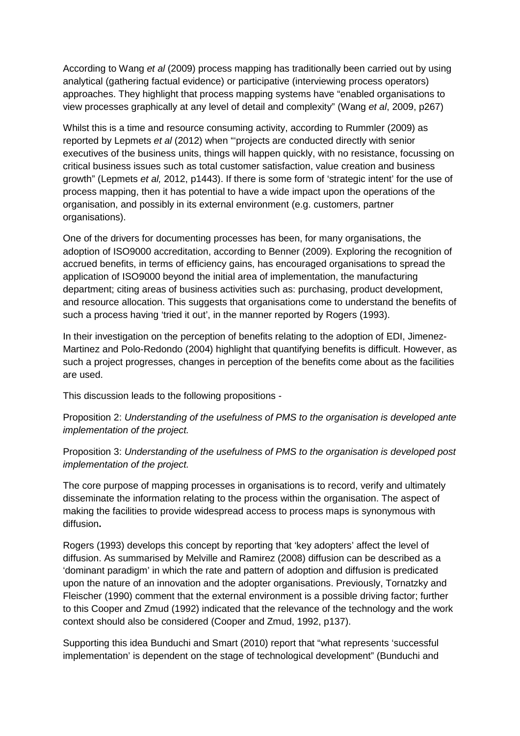According to Wang *et al* (2009) process mapping has traditionally been carried out by using analytical (gathering factual evidence) or participative (interviewing process operators) approaches. They highlight that process mapping systems have "enabled organisations to view processes graphically at any level of detail and complexity" (Wang *et al*, 2009, p267)

Whilst this is a time and resource consuming activity, according to Rummler (2009) as reported by Lepmets *et al* (2012) when "'projects are conducted directly with senior executives of the business units, things will happen quickly, with no resistance, focussing on critical business issues such as total customer satisfaction, value creation and business growth" (Lepmets *et al,* 2012, p1443). If there is some form of 'strategic intent' for the use of process mapping, then it has potential to have a wide impact upon the operations of the organisation, and possibly in its external environment (e.g. customers, partner organisations).

One of the drivers for documenting processes has been, for many organisations, the adoption of ISO9000 accreditation, according to Benner (2009). Exploring the recognition of accrued benefits, in terms of efficiency gains, has encouraged organisations to spread the application of ISO9000 beyond the initial area of implementation, the manufacturing department; citing areas of business activities such as: purchasing, product development, and resource allocation. This suggests that organisations come to understand the benefits of such a process having 'tried it out', in the manner reported by Rogers (1993).

In their investigation on the perception of benefits relating to the adoption of EDI, Jimenez-Martinez and Polo-Redondo (2004) highlight that quantifying benefits is difficult. However, as such a project progresses, changes in perception of the benefits come about as the facilities are used.

This discussion leads to the following propositions -

Proposition 2: *Understanding of the usefulness of PMS to the organisation is developed ante implementation of the project.*

Proposition 3: *Understanding of the usefulness of PMS to the organisation is developed post implementation of the project.*

The core purpose of mapping processes in organisations is to record, verify and ultimately disseminate the information relating to the process within the organisation. The aspect of making the facilities to provide widespread access to process maps is synonymous with diffusion**.**

Rogers (1993) develops this concept by reporting that 'key adopters' affect the level of diffusion. As summarised by Melville and Ramirez (2008) diffusion can be described as a 'dominant paradigm' in which the rate and pattern of adoption and diffusion is predicated upon the nature of an innovation and the adopter organisations. Previously, Tornatzky and Fleischer (1990) comment that the external environment is a possible driving factor; further to this Cooper and Zmud (1992) indicated that the relevance of the technology and the work context should also be considered (Cooper and Zmud, 1992, p137).

Supporting this idea Bunduchi and Smart (2010) report that "what represents 'successful implementation' is dependent on the stage of technological development" (Bunduchi and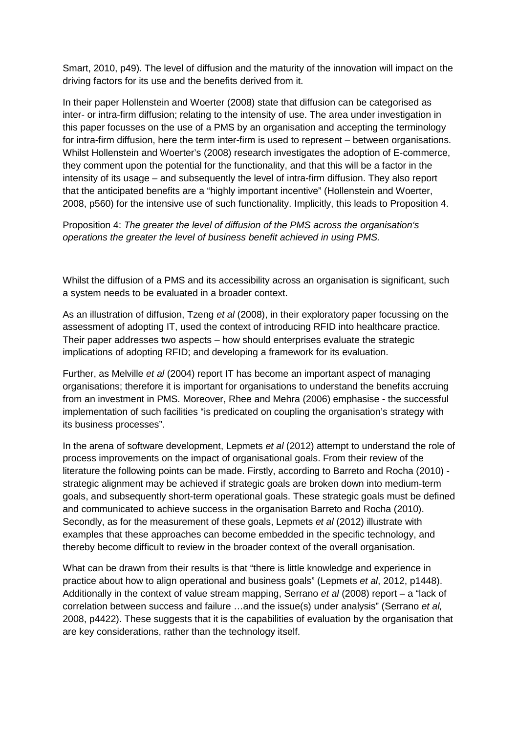Smart, 2010, p49). The level of diffusion and the maturity of the innovation will impact on the driving factors for its use and the benefits derived from it.

In their paper Hollenstein and Woerter (2008) state that diffusion can be categorised as inter- or intra-firm diffusion; relating to the intensity of use. The area under investigation in this paper focusses on the use of a PMS by an organisation and accepting the terminology for intra-firm diffusion, here the term inter-firm is used to represent – between organisations. Whilst Hollenstein and Woerter's (2008) research investigates the adoption of E-commerce, they comment upon the potential for the functionality, and that this will be a factor in the intensity of its usage – and subsequently the level of intra-firm diffusion. They also report that the anticipated benefits are a "highly important incentive" (Hollenstein and Woerter, 2008, p560) for the intensive use of such functionality. Implicitly, this leads to Proposition 4.

Proposition 4: *The greater the level of diffusion of the PMS across the organisation's operations the greater the level of business benefit achieved in using PMS.*

Whilst the diffusion of a PMS and its accessibility across an organisation is significant, such a system needs to be evaluated in a broader context.

As an illustration of diffusion, Tzeng *et al* (2008), in their exploratory paper focussing on the assessment of adopting IT, used the context of introducing RFID into healthcare practice. Their paper addresses two aspects – how should enterprises evaluate the strategic implications of adopting RFID; and developing a framework for its evaluation.

Further, as Melville *et al* (2004) report IT has become an important aspect of managing organisations; therefore it is important for organisations to understand the benefits accruing from an investment in PMS. Moreover, Rhee and Mehra (2006) emphasise - the successful implementation of such facilities "is predicated on coupling the organisation's strategy with its business processes".

In the arena of software development, Lepmets *et al* (2012) attempt to understand the role of process improvements on the impact of organisational goals. From their review of the literature the following points can be made. Firstly, according to Barreto and Rocha (2010) - strategic alignment may be achieved if strategic goals are broken down into medium-term goals, and subsequently short-term operational goals. These strategic goals must be defined and communicated to achieve success in the organisation Barreto and Rocha (2010). Secondly, as for the measurement of these goals, Lepmets *et al* (2012) illustrate with examples that these approaches can become embedded in the specific technology, and thereby become difficult to review in the broader context of the overall organisation.

What can be drawn from their results is that "there is little knowledge and experience in practice about how to align operational and business goals" (Lepmets *et al*, 2012, p1448). Additionally in the context of value stream mapping, Serrano *et al* (2008) report – a "lack of correlation between success and failure …and the issue(s) under analysis" (Serrano *et al,* 2008, p4422). These suggests that it is the capabilities of evaluation by the organisation that are key considerations, rather than the technology itself.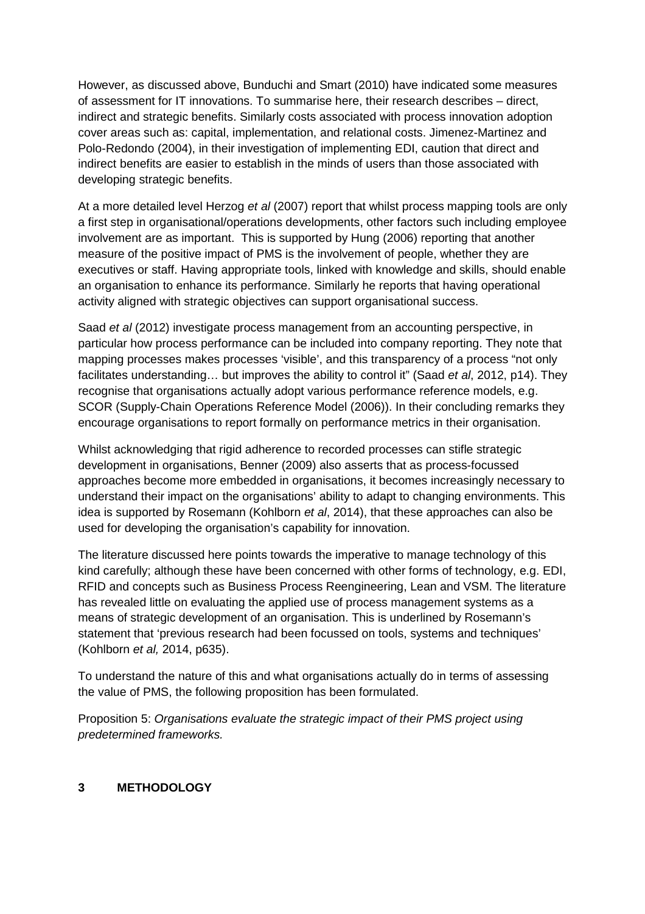However, as discussed above, Bunduchi and Smart (2010) have indicated some measures of assessment for IT innovations. To summarise here, their research describes – direct, indirect and strategic benefits. Similarly costs associated with process innovation adoption cover areas such as: capital, implementation, and relational costs. Jimenez-Martinez and Polo-Redondo (2004), in their investigation of implementing EDI, caution that direct and indirect benefits are easier to establish in the minds of users than those associated with developing strategic benefits.

At a more detailed level Herzog *et al* (2007) report that whilst process mapping tools are only a first step in organisational/operations developments, other factors such including employee involvement are as important. This is supported by Hung (2006) reporting that another measure of the positive impact of PMS is the involvement of people, whether they are executives or staff. Having appropriate tools, linked with knowledge and skills, should enable an organisation to enhance its performance. Similarly he reports that having operational activity aligned with strategic objectives can support organisational success.

Saad *et al* (2012) investigate process management from an accounting perspective, in particular how process performance can be included into company reporting. They note that mapping processes makes processes 'visible', and this transparency of a process "not only facilitates understanding… but improves the ability to control it" (Saad *et al*, 2012, p14). They recognise that organisations actually adopt various performance reference models, e.g. SCOR (Supply-Chain Operations Reference Model (2006)). In their concluding remarks they encourage organisations to report formally on performance metrics in their organisation.

Whilst acknowledging that rigid adherence to recorded processes can stifle strategic development in organisations, Benner (2009) also asserts that as process-focussed approaches become more embedded in organisations, it becomes increasingly necessary to understand their impact on the organisations' ability to adapt to changing environments. This idea is supported by Rosemann (Kohlborn *et al*, 2014), that these approaches can also be used for developing the organisation's capability for innovation.

The literature discussed here points towards the imperative to manage technology of this kind carefully; although these have been concerned with other forms of technology, e.g. EDI, RFID and concepts such as Business Process Reengineering, Lean and VSM. The literature has revealed little on evaluating the applied use of process management systems as a means of strategic development of an organisation. This is underlined by Rosemann's statement that 'previous research had been focussed on tools, systems and techniques' (Kohlborn *et al,* 2014, p635).

To understand the nature of this and what organisations actually do in terms of assessing the value of PMS, the following proposition has been formulated.

Proposition 5: *Organisations evaluate the strategic impact of their PMS project using predetermined frameworks.*

## 3 METHODOLOGY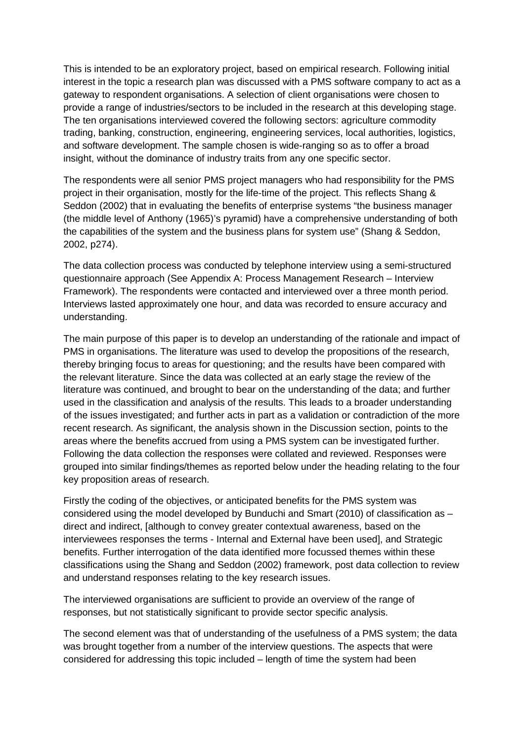This is intended to be an exploratory project, based on empirical research. Following initial interest in the topic a research plan was discussed with a PMS software company to act as a gateway to respondent organisations. A selection of client organisations were chosen to provide a range of industries/sectors to be included in the research at this developing stage. The ten organisations interviewed covered the following sectors: agriculture commodity trading, banking, construction, engineering, engineering services, local authorities, logistics, and software development. The sample chosen is wide-ranging so as to offer a broad insight, without the dominance of industry traits from any one specific sector.

The respondents were all senior PMS project managers who had responsibility for the PMS project in their organisation, mostly for the life-time of the project. This reflects Shang & Seddon (2002) that in evaluating the benefits of enterprise systems "the business manager (the middle level of Anthony (1965)'s pyramid) have a comprehensive understanding of both the capabilities of the system and the business plans for system use" (Shang & Seddon, 2002, p274).

The data collection process was conducted by telephone interview using a semi-structured questionnaire approach (See Appendix A: Process Management Research – Interview Framework). The respondents were contacted and interviewed over a three month period. Interviews lasted approximately one hour, and data was recorded to ensure accuracy and understanding.

The main purpose of this paper is to develop an understanding of the rationale and impact of PMS in organisations. The literature was used to develop the propositions of the research, thereby bringing focus to areas for questioning; and the results have been compared with the relevant literature. Since the data was collected at an early stage the review of the literature was continued, and brought to bear on the understanding of the data; and further used in the classification and analysis of the results. This leads to a broader understanding of the issues investigated; and further acts in part as a validation or contradiction of the more recent research. As significant, the analysis shown in the Discussion section, points to the areas where the benefits accrued from using a PMS system can be investigated further. Following the data collection the responses were collated and reviewed. Responses were grouped into similar findings/themes as reported below under the heading relating to the four key proposition areas of research.

Firstly the coding of the objectives, or anticipated benefits for the PMS system was considered using the model developed by Bunduchi and Smart (2010) of classification as – direct and indirect, [although to convey greater contextual awareness, based on the interviewees responses the terms - Internal and External have been used], and Strategic benefits. Further interrogation of the data identified more focussed themes within these classifications using the Shang and Seddon (2002) framework, post data collection to review and understand responses relating to the key research issues.

The interviewed organisations are sufficient to provide an overview of the range of responses, but not statistically significant to provide sector specific analysis.

The second element was that of understanding of the usefulness of a PMS system; the data was brought together from a number of the interview questions. The aspects that were considered for addressing this topic included – length of time the system had been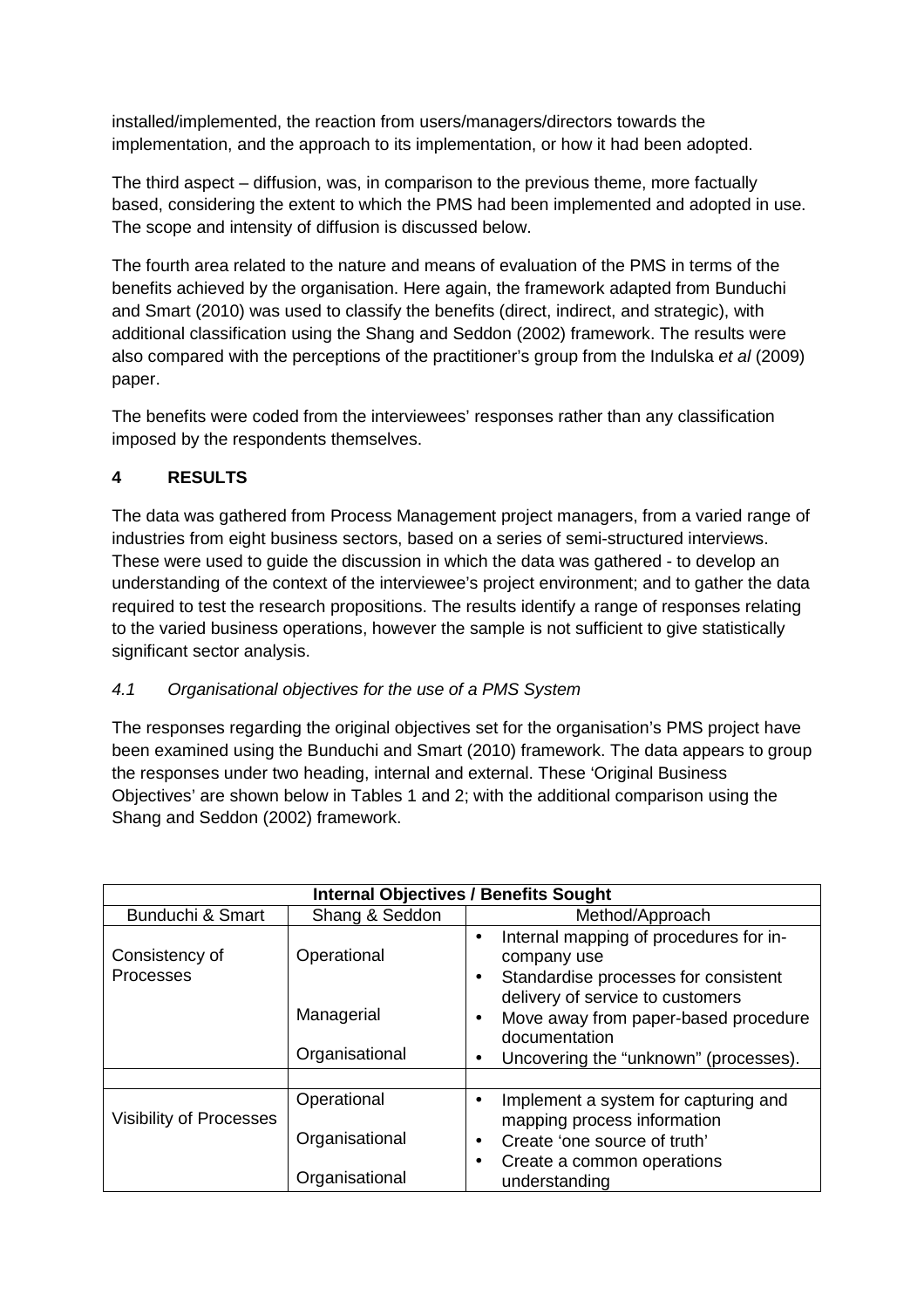installed/implemented, the reaction from users/managers/directors towards the implementation, and the approach to its implementation, or how it had been adopted.

The third aspect – diffusion, was, in comparison to the previous theme, more factually based, considering the extent to which the PMS had been implemented and adopted in use. The scope and intensity of diffusion is discussed below.

The fourth area related to the nature and means of evaluation of the PMS in terms of the benefits achieved by the organisation. Here again, the framework adapted from Bunduchi and Smart (2010) was used to classify the benefits (direct, indirect, and strategic), with additional classification using the Shang and Seddon (2002) framework. The results were also compared with the perceptions of the practitioner's group from the Indulska *et al* (2009) paper.

The benefits were coded from the interviewees' responses rather than any classification imposed by the respondents themselves.

## 4 RESULTS

The data was gathered from Process Management project managers, from a varied range of industries from eight business sectors, based on a series of semi-structured interviews. These were used to guide the discussion in which the data was gathered - to develop an understanding of the context of the interviewee's project environment; and to gather the data required to test the research propositions. The results identify a range of responses relating to the varied business operations, however the sample is not sufficient to give statistically significant sector analysis.

### *4.1 Organisational objectives for the use of a PMS System*

The responses regarding the original objectives set for the organisation's PMS project have been examined using the Bunduchi and Smart (2010) framework. The data appears to group the responses under two heading, internal and external. These 'Original Business Objectives' are shown below in Tables 1 and 2; with the additional comparison using the Shang and Seddon (2002) framework.

| **Internal Objectives / Benefits Sought** | | |
|---|---|---|
| Bunduchi & Smart | Shang & Seddon | Method/Approach |
| Consistency of Processes | Operational | • Internal mapping of procedures for in-company use |
| | | • Standardise processes for consistent delivery of service to customers |
| | Managerial | • Move away from paper-based procedure documentation |
| | Organisational | • Uncovering the "unknown" (processes). |
| | | |
| Visibility of Processes | Operational | • Implement a system for capturing and mapping process information |
| | Organisational | • Create 'one source of truth' |
| | Organisational | • Create a common operations understanding |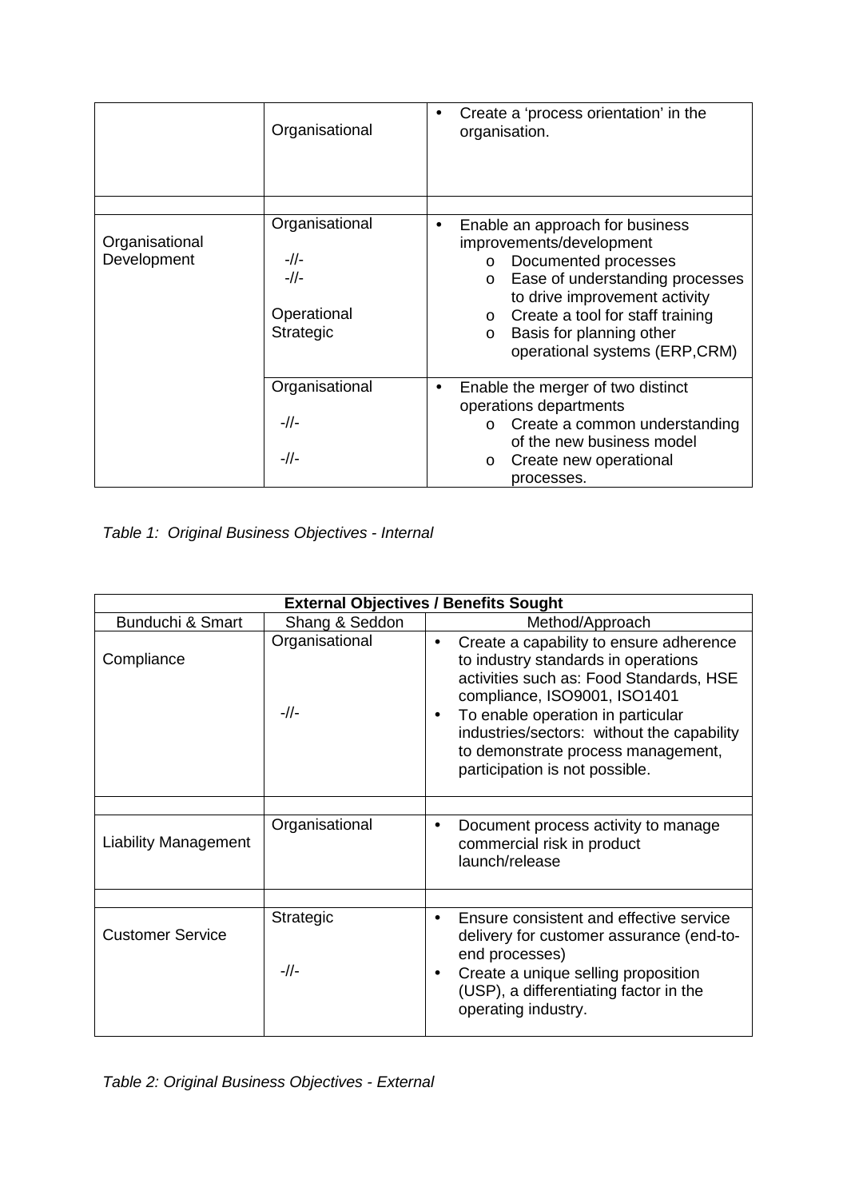| | | |
|---|---|---|
| | Organisational | • Create a 'process orientation' in the organisation. |
| | | |
| Organisational Development | Organisational<br><br>-//-<br>-//-<br><br>Operational<br>Strategic | • Enable an approach for business improvements/development<br>o Documented processes<br>o Ease of understanding processes to drive improvement activity<br>o Create a tool for staff training<br>o Basis for planning other operational systems (ERP,CRM) |
| | Organisational<br><br>-//-<br><br>-//- | • Enable the merger of two distinct operations departments<br>o Create a common understanding of the new business model<br>o Create new operational processes. |

*Table 1: Original Business Objectives - Internal*

| **External Objectives / Benefits Sought** | | |
|---|---|---|
| Bunduchi & Smart | Shang & Seddon | Method/Approach |
| Compliance | Organisational<br><br>-//- | • Create a capability to ensure adherence to industry standards in operations activities such as: Food Standards, HSE compliance, ISO9001, ISO1401<br>• To enable operation in particular industries/sectors: without the capability to demonstrate process management, participation is not possible. |
| | | |
| Liability Management | Organisational | • Document process activity to manage commercial risk in product launch/release |
| | | |
| Customer Service | Strategic<br><br>-//- | • Ensure consistent and effective service delivery for customer assurance (end-to-end processes)<br>• Create a unique selling proposition (USP), a differentiating factor in the operating industry. |

*Table 2: Original Business Objectives - External*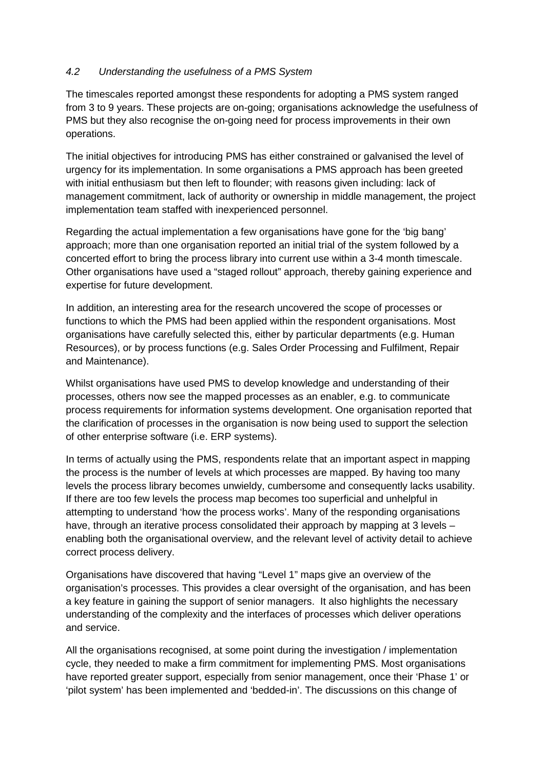### *4.2 Understanding the usefulness of a PMS System*

The timescales reported amongst these respondents for adopting a PMS system ranged from 3 to 9 years. These projects are on-going; organisations acknowledge the usefulness of PMS but they also recognise the on-going need for process improvements in their own operations.

The initial objectives for introducing PMS has either constrained or galvanised the level of urgency for its implementation. In some organisations a PMS approach has been greeted with initial enthusiasm but then left to flounder; with reasons given including: lack of management commitment, lack of authority or ownership in middle management, the project implementation team staffed with inexperienced personnel.

Regarding the actual implementation a few organisations have gone for the 'big bang' approach; more than one organisation reported an initial trial of the system followed by a concerted effort to bring the process library into current use within a 3-4 month timescale. Other organisations have used a "staged rollout" approach, thereby gaining experience and expertise for future development.

In addition, an interesting area for the research uncovered the scope of processes or functions to which the PMS had been applied within the respondent organisations. Most organisations have carefully selected this, either by particular departments (e.g. Human Resources), or by process functions (e.g. Sales Order Processing and Fulfilment, Repair and Maintenance).

Whilst organisations have used PMS to develop knowledge and understanding of their processes, others now see the mapped processes as an enabler, e.g. to communicate process requirements for information systems development. One organisation reported that the clarification of processes in the organisation is now being used to support the selection of other enterprise software (i.e. ERP systems).

In terms of actually using the PMS, respondents relate that an important aspect in mapping the process is the number of levels at which processes are mapped. By having too many levels the process library becomes unwieldy, cumbersome and consequently lacks usability. If there are too few levels the process map becomes too superficial and unhelpful in attempting to understand 'how the process works'. Many of the responding organisations have, through an iterative process consolidated their approach by mapping at 3 levels – enabling both the organisational overview, and the relevant level of activity detail to achieve correct process delivery.

Organisations have discovered that having "Level 1" maps give an overview of the organisation's processes. This provides a clear oversight of the organisation, and has been a key feature in gaining the support of senior managers. It also highlights the necessary understanding of the complexity and the interfaces of processes which deliver operations and service.

All the organisations recognised, at some point during the investigation / implementation cycle, they needed to make a firm commitment for implementing PMS. Most organisations have reported greater support, especially from senior management, once their 'Phase 1' or 'pilot system' has been implemented and 'bedded-in'. The discussions on this change of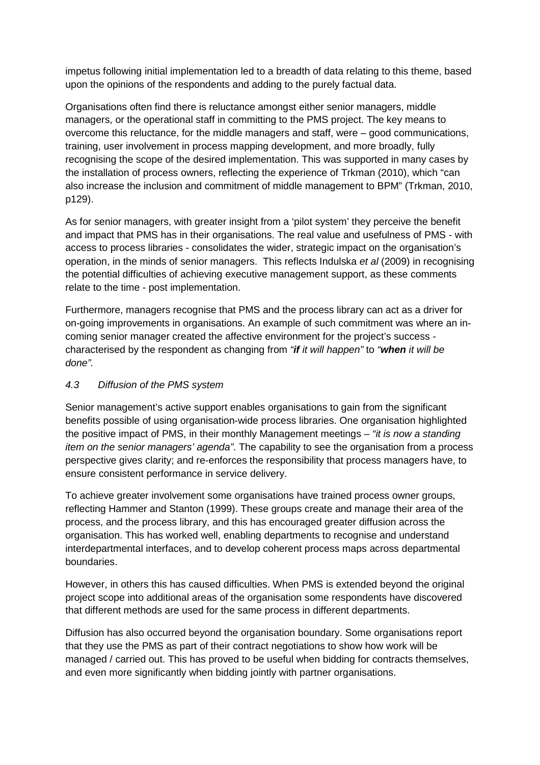impetus following initial implementation led to a breadth of data relating to this theme, based upon the opinions of the respondents and adding to the purely factual data.

Organisations often find there is reluctance amongst either senior managers, middle managers, or the operational staff in committing to the PMS project. The key means to overcome this reluctance, for the middle managers and staff, were – good communications, training, user involvement in process mapping development, and more broadly, fully recognising the scope of the desired implementation. This was supported in many cases by the installation of process owners, reflecting the experience of Trkman (2010), which "can also increase the inclusion and commitment of middle management to BPM" (Trkman, 2010, p129).

As for senior managers, with greater insight from a 'pilot system' they perceive the benefit and impact that PMS has in their organisations. The real value and usefulness of PMS - with access to process libraries - consolidates the wider, strategic impact on the organisation's operation, in the minds of senior managers. This reflects Indulska *et al* (2009) in recognising the potential difficulties of achieving executive management support, as these comments relate to the time - post implementation.

Furthermore, managers recognise that PMS and the process library can act as a driver for on-going improvements in organisations. An example of such commitment was where an in-coming senior manager created the affective environment for the project's success - characterised by the respondent as changing from *"**if** it will happen"* to *"**when** it will be done".*

### *4.3 Diffusion of the PMS system*

Senior management's active support enables organisations to gain from the significant benefits possible of using organisation-wide process libraries. One organisation highlighted the positive impact of PMS, in their monthly Management meetings – *"it is now a standing item on the senior managers' agenda"*. The capability to see the organisation from a process perspective gives clarity; and re-enforces the responsibility that process managers have, to ensure consistent performance in service delivery.

To achieve greater involvement some organisations have trained process owner groups, reflecting Hammer and Stanton (1999). These groups create and manage their area of the process, and the process library, and this has encouraged greater diffusion across the organisation. This has worked well, enabling departments to recognise and understand interdepartmental interfaces, and to develop coherent process maps across departmental boundaries.

However, in others this has caused difficulties. When PMS is extended beyond the original project scope into additional areas of the organisation some respondents have discovered that different methods are used for the same process in different departments.

Diffusion has also occurred beyond the organisation boundary. Some organisations report that they use the PMS as part of their contract negotiations to show how work will be managed / carried out. This has proved to be useful when bidding for contracts themselves, and even more significantly when bidding jointly with partner organisations.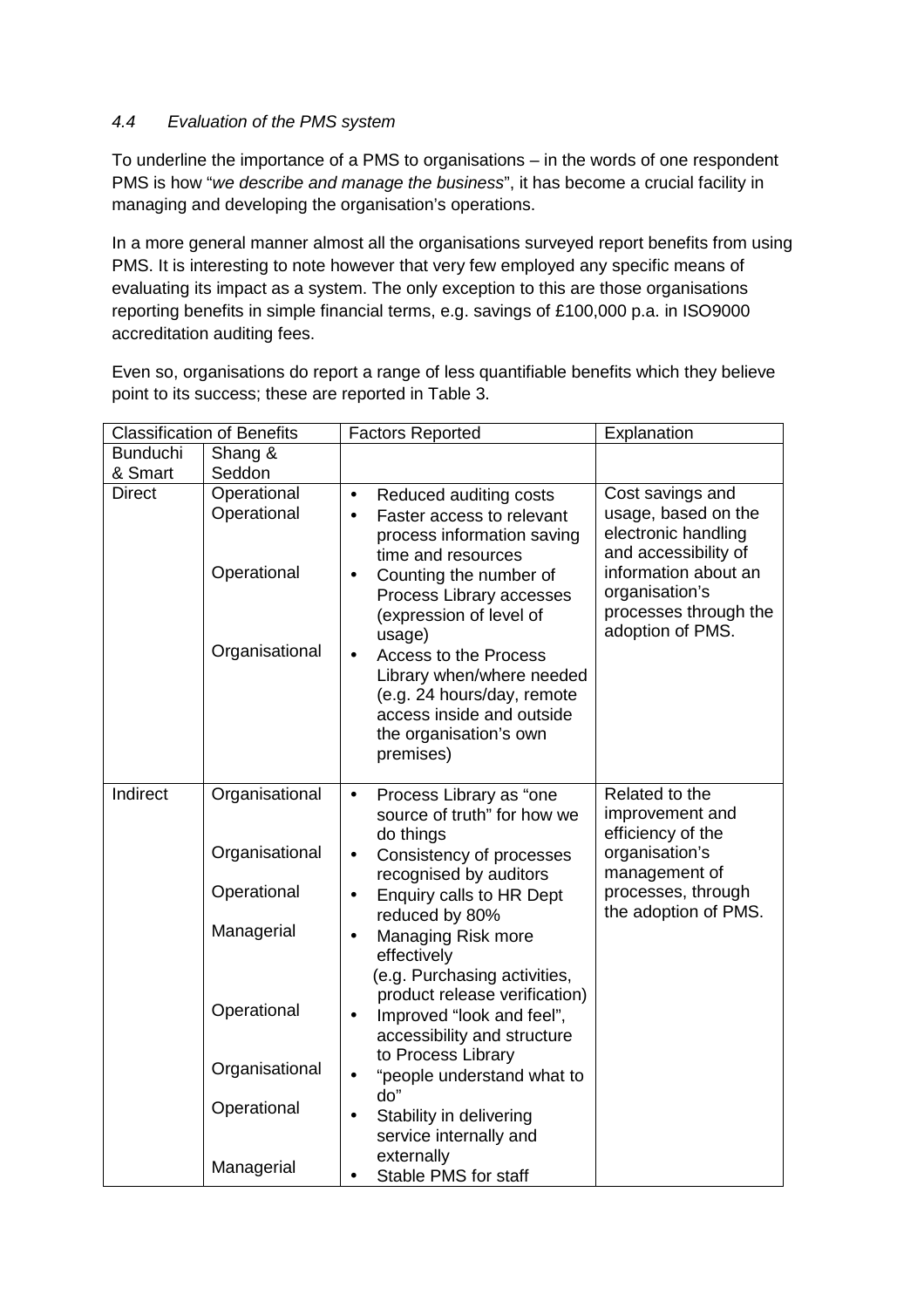*4.4 Evaluation of the PMS system*

To underline the importance of a PMS to organisations – in the words of one respondent PMS is how "*we describe and manage the business*", it has become a crucial facility in managing and developing the organisation's operations.

In a more general manner almost all the organisations surveyed report benefits from using PMS. It is interesting to note however that very few employed any specific means of evaluating its impact as a system. The only exception to this are those organisations reporting benefits in simple financial terms, e.g. savings of £100,000 p.a. in ISO9000 accreditation auditing fees.

Even so, organisations do report a range of less quantifiable benefits which they believe point to its success; these are reported in Table 3.

| Classification of Benefits | | Factors Reported | Explanation |
|---|---|---|---|
| Bunduchi & Smart | Shang & Seddon | | |
| Direct | Operational | Reduced auditing costs | Cost savings and usage, based on the electronic handling and accessibility of information about an organisation's processes through the adoption of PMS. |
| | Operational | Faster access to relevant process information saving time and resources | |
| | Operational | Counting the number of Process Library accesses (expression of level of usage) | |
| | Organisational | Access to the Process Library when/where needed (e.g. 24 hours/day, remote access inside and outside the organisation's own premises) | |
| Indirect | Organisational | Process Library as "one source of truth" for how we do things | Related to the improvement and efficiency of the organisation's management of processes, through the adoption of PMS. |
| | Organisational | Consistency of processes recognised by auditors | |
| | Operational | Enquiry calls to HR Dept reduced by 80% | |
| | Managerial | Managing Risk more effectively (e.g. Purchasing activities, product release verification) | |
| | Operational | Improved "look and feel", accessibility and structure to Process Library | |
| | Organisational | "people understand what to do" | |
| | Operational | Stability in delivering service internally and externally | |
| | Managerial | Stable PMS for staff | |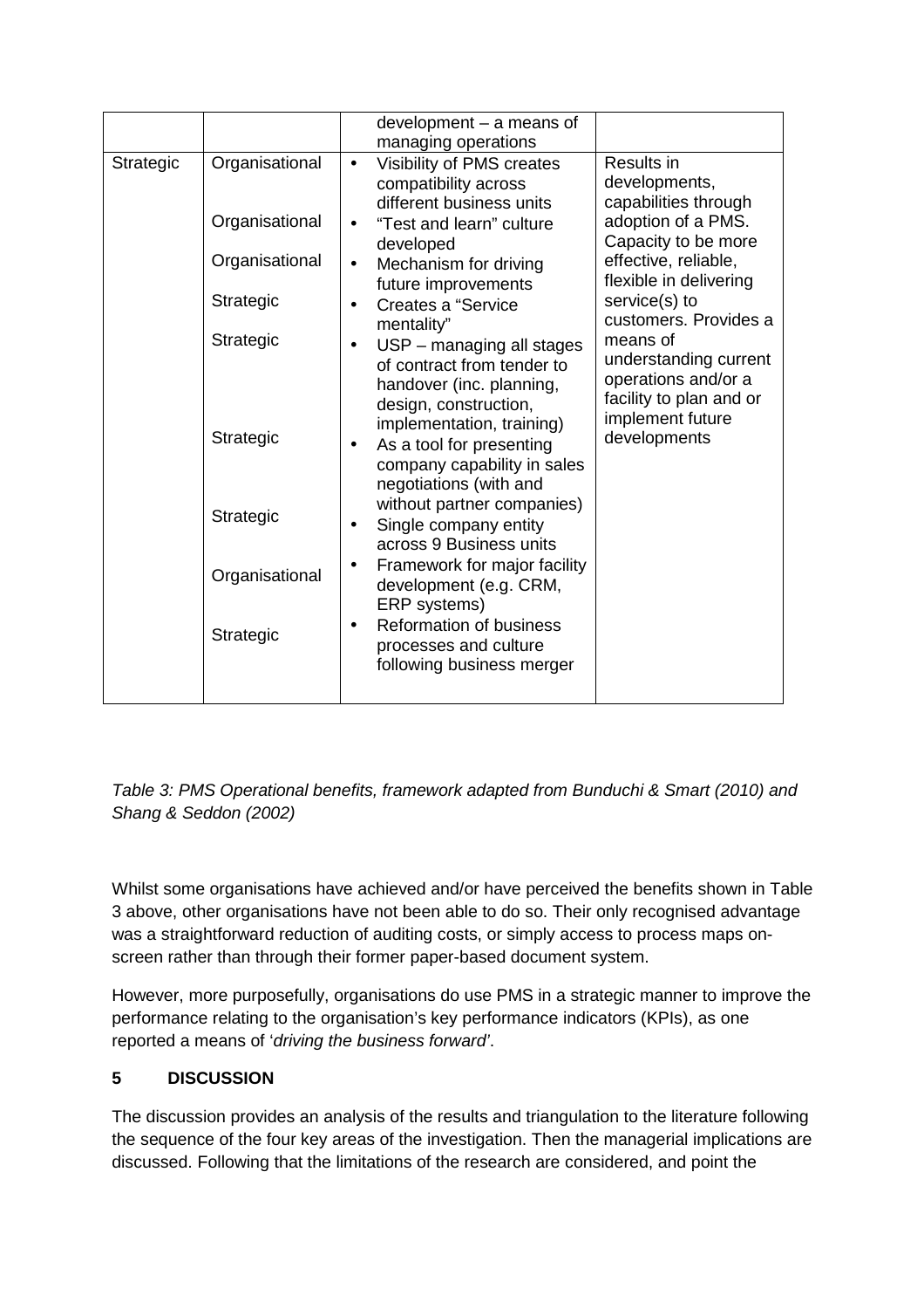| | | development – a means of managing operations | |
|---|---|---|---|
| Strategic | Organisational | • Visibility of PMS creates compatibility across different business units | Results in developments, capabilities through adoption of a PMS. Capacity to be more effective, reliable, flexible in delivering service(s) to customers. Provides a means of understanding current operations and/or a facility to plan and or implement future developments |
| | Organisational | • "Test and learn" culture developed | |
| | Organisational | • Mechanism for driving future improvements | |
| | Strategic | • Creates a "Service mentality" | |
| | Strategic | • USP – managing all stages of contract from tender to handover (inc. planning, design, construction, implementation, training) | |
| | Strategic | • As a tool for presenting company capability in sales negotiations (with and without partner companies) | |
| | Strategic | • Single company entity across 9 Business units | |
| | Organisational | • Framework for major facility development (e.g. CRM, ERP systems) | |
| | Strategic | • Reformation of business processes and culture following business merger | |

*Table 3: PMS Operational benefits, framework adapted from Bunduchi & Smart (2010) and Shang & Seddon (2002)*

Whilst some organisations have achieved and/or have perceived the benefits shown in Table 3 above, other organisations have not been able to do so. Their only recognised advantage was a straightforward reduction of auditing costs, or simply access to process maps on-screen rather than through their former paper-based document system.

However, more purposefully, organisations do use PMS in a strategic manner to improve the performance relating to the organisation's key performance indicators (KPIs), as one reported a means of '*driving the business forward'*.

## 5 DISCUSSION

The discussion provides an analysis of the results and triangulation to the literature following the sequence of the four key areas of the investigation. Then the managerial implications are discussed. Following that the limitations of the research are considered, and point the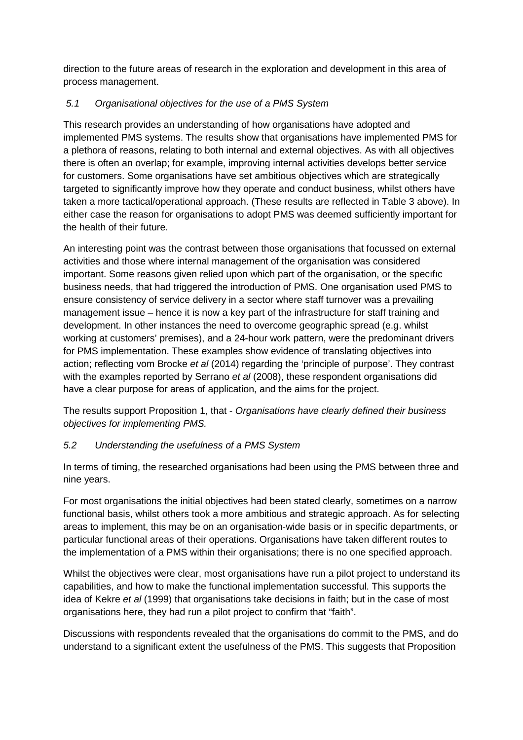direction to the future areas of research in the exploration and development in this area of process management.

### 5.1 Organisational objectives for the use of a PMS System

This research provides an understanding of how organisations have adopted and implemented PMS systems. The results show that organisations have implemented PMS for a plethora of reasons, relating to both internal and external objectives. As with all objectives there is often an overlap; for example, improving internal activities develops better service for customers. Some organisations have set ambitious objectives which are strategically targeted to significantly improve how they operate and conduct business, whilst others have taken a more tactical/operational approach. (These results are reflected in Table 3 above). In either case the reason for organisations to adopt PMS was deemed sufficiently important for the health of their future.

An interesting point was the contrast between those organisations that focussed on external activities and those where internal management of the organisation was considered important. Some reasons given relied upon which part of the organisation, or the specific business needs, that had triggered the introduction of PMS. One organisation used PMS to ensure consistency of service delivery in a sector where staff turnover was a prevailing management issue – hence it is now a key part of the infrastructure for staff training and development. In other instances the need to overcome geographic spread (e.g. whilst working at customers' premises), and a 24-hour work pattern, were the predominant drivers for PMS implementation. These examples show evidence of translating objectives into action; reflecting vom Brocke *et al* (2014) regarding the 'principle of purpose'. They contrast with the examples reported by Serrano *et al* (2008), these respondent organisations did have a clear purpose for areas of application, and the aims for the project.

The results support Proposition 1, that - *Organisations have clearly defined their business objectives for implementing PMS.*

### 5.2 Understanding the usefulness of a PMS System

In terms of timing, the researched organisations had been using the PMS between three and nine years.

For most organisations the initial objectives had been stated clearly, sometimes on a narrow functional basis, whilst others took a more ambitious and strategic approach. As for selecting areas to implement, this may be on an organisation-wide basis or in specific departments, or particular functional areas of their operations. Organisations have taken different routes to the implementation of a PMS within their organisations; there is no one specified approach.

Whilst the objectives were clear, most organisations have run a pilot project to understand its capabilities, and how to make the functional implementation successful. This supports the idea of Kekre *et al* (1999) that organisations take decisions in faith; but in the case of most organisations here, they had run a pilot project to confirm that "faith".

Discussions with respondents revealed that the organisations do commit to the PMS, and do understand to a significant extent the usefulness of the PMS. This suggests that Proposition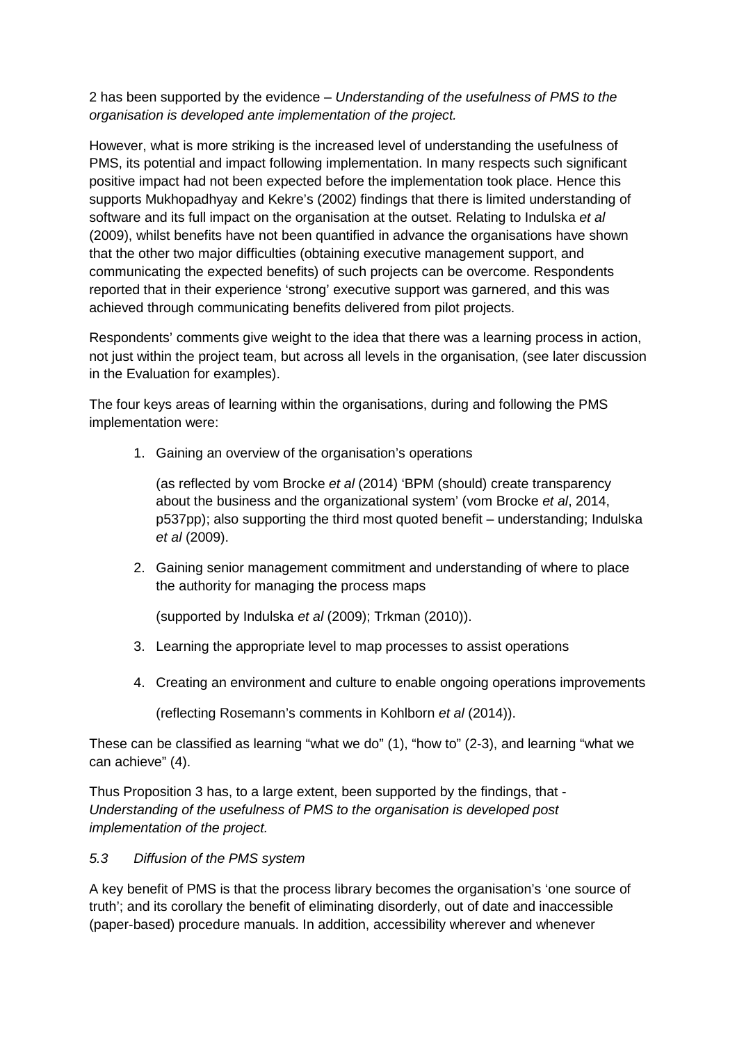2 has been supported by the evidence – *Understanding of the usefulness of PMS to the organisation is developed ante implementation of the project.*

However, what is more striking is the increased level of understanding the usefulness of PMS, its potential and impact following implementation. In many respects such significant positive impact had not been expected before the implementation took place. Hence this supports Mukhopadhyay and Kekre's (2002) findings that there is limited understanding of software and its full impact on the organisation at the outset. Relating to Indulska *et al* (2009), whilst benefits have not been quantified in advance the organisations have shown that the other two major difficulties (obtaining executive management support, and communicating the expected benefits) of such projects can be overcome. Respondents reported that in their experience 'strong' executive support was garnered, and this was achieved through communicating benefits delivered from pilot projects.

Respondents' comments give weight to the idea that there was a learning process in action, not just within the project team, but across all levels in the organisation, (see later discussion in the Evaluation for examples).

The four keys areas of learning within the organisations, during and following the PMS implementation were:

1. Gaining an overview of the organisation's operations

   (as reflected by vom Brocke *et al* (2014) 'BPM (should) create transparency about the business and the organizational system' (vom Brocke *et al*, 2014, p537pp); also supporting the third most quoted benefit – understanding; Indulska *et al* (2009).

2. Gaining senior management commitment and understanding of where to place the authority for managing the process maps

   (supported by Indulska *et al* (2009); Trkman (2010)).

3. Learning the appropriate level to map processes to assist operations

4. Creating an environment and culture to enable ongoing operations improvements

   (reflecting Rosemann's comments in Kohlborn *et al* (2014)).

These can be classified as learning "what we do" (1), "how to" (2-3), and learning "what we can achieve" (4).

Thus Proposition 3 has, to a large extent, been supported by the findings, that - *Understanding of the usefulness of PMS to the organisation is developed post implementation of the project.*

### *5.3 Diffusion of the PMS system*

A key benefit of PMS is that the process library becomes the organisation's 'one source of truth'; and its corollary the benefit of eliminating disorderly, out of date and inaccessible (paper-based) procedure manuals. In addition, accessibility wherever and whenever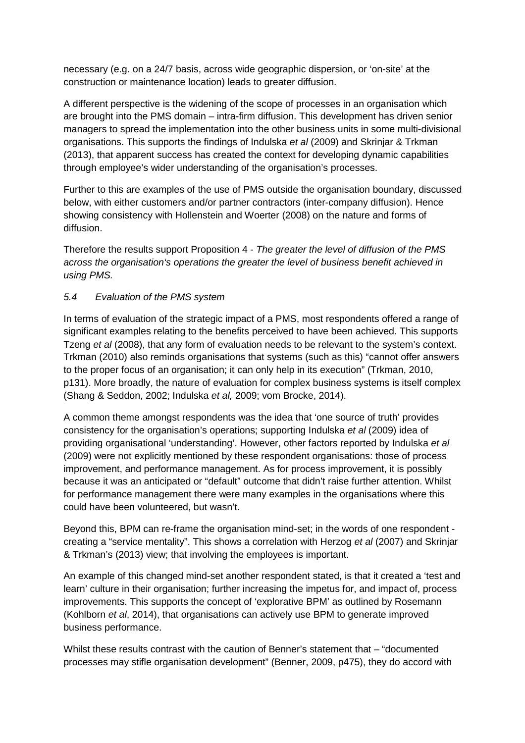necessary (e.g. on a 24/7 basis, across wide geographic dispersion, or 'on-site' at the construction or maintenance location) leads to greater diffusion.

A different perspective is the widening of the scope of processes in an organisation which are brought into the PMS domain – intra-firm diffusion. This development has driven senior managers to spread the implementation into the other business units in some multi-divisional organisations. This supports the findings of Indulska *et al* (2009) and Skrinjar & Trkman (2013), that apparent success has created the context for developing dynamic capabilities through employee's wider understanding of the organisation's processes.

Further to this are examples of the use of PMS outside the organisation boundary, discussed below, with either customers and/or partner contractors (inter-company diffusion). Hence showing consistency with Hollenstein and Woerter (2008) on the nature and forms of diffusion.

Therefore the results support Proposition 4 - *The greater the level of diffusion of the PMS across the organisation's operations the greater the level of business benefit achieved in using PMS.*

### *5.4 Evaluation of the PMS system*

In terms of evaluation of the strategic impact of a PMS, most respondents offered a range of significant examples relating to the benefits perceived to have been achieved. This supports Tzeng *et al* (2008), that any form of evaluation needs to be relevant to the system's context. Trkman (2010) also reminds organisations that systems (such as this) "cannot offer answers to the proper focus of an organisation; it can only help in its execution" (Trkman, 2010, p131). More broadly, the nature of evaluation for complex business systems is itself complex (Shang & Seddon, 2002; Indulska *et al,* 2009; vom Brocke, 2014).

A common theme amongst respondents was the idea that 'one source of truth' provides consistency for the organisation's operations; supporting Indulska *et al* (2009) idea of providing organisational 'understanding'. However, other factors reported by Indulska *et al* (2009) were not explicitly mentioned by these respondent organisations: those of process improvement, and performance management. As for process improvement, it is possibly because it was an anticipated or "default" outcome that didn't raise further attention. Whilst for performance management there were many examples in the organisations where this could have been volunteered, but wasn't.

Beyond this, BPM can re-frame the organisation mind-set; in the words of one respondent - creating a "service mentality". This shows a correlation with Herzog *et al* (2007) and Skrinjar & Trkman's (2013) view; that involving the employees is important.

An example of this changed mind-set another respondent stated, is that it created a 'test and learn' culture in their organisation; further increasing the impetus for, and impact of, process improvements. This supports the concept of 'explorative BPM' as outlined by Rosemann (Kohlborn *et al*, 2014), that organisations can actively use BPM to generate improved business performance.

Whilst these results contrast with the caution of Benner's statement that – "documented processes may stifle organisation development" (Benner, 2009, p475), they do accord with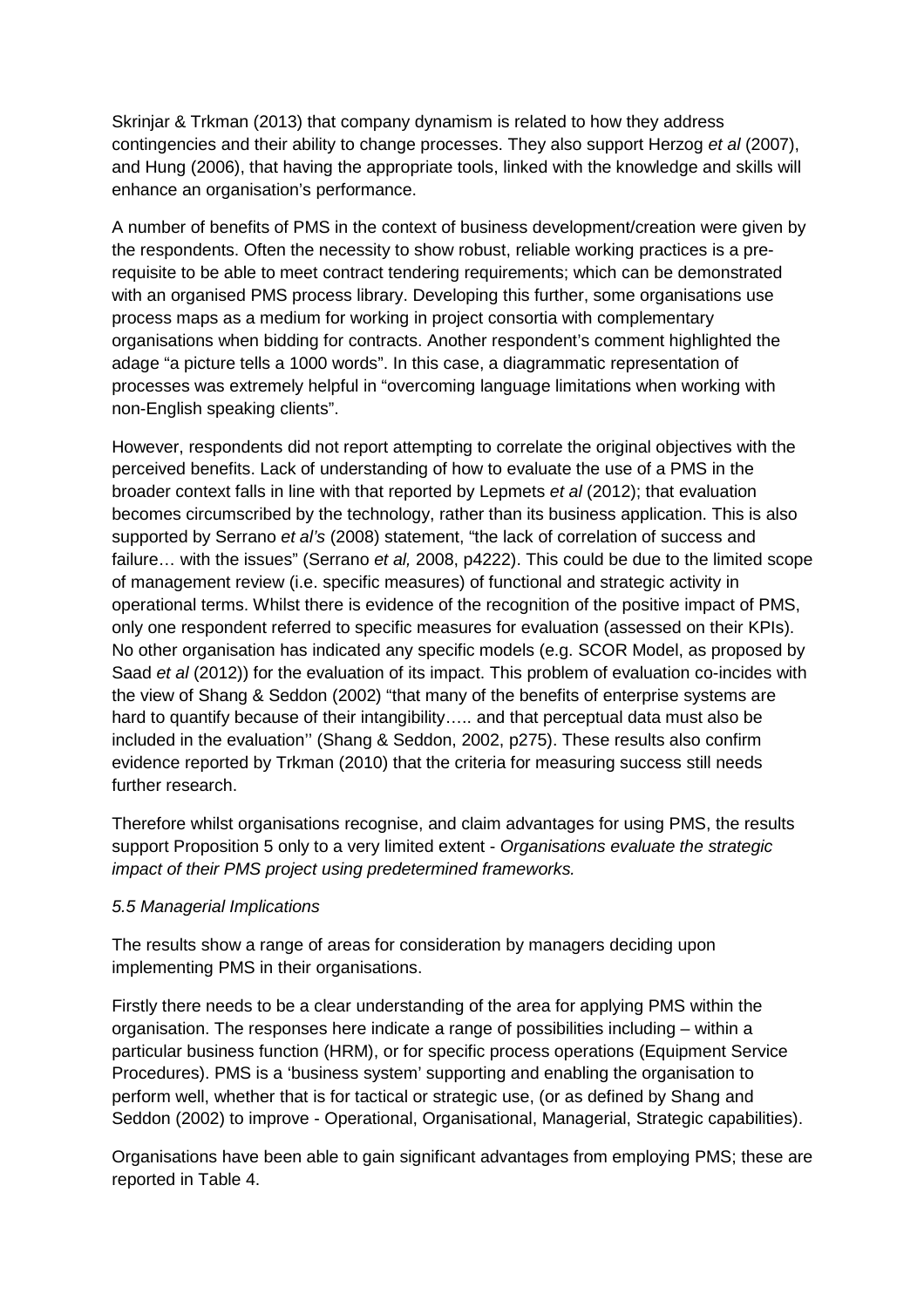Skrinjar & Trkman (2013) that company dynamism is related to how they address contingencies and their ability to change processes. They also support Herzog *et al* (2007), and Hung (2006), that having the appropriate tools, linked with the knowledge and skills will enhance an organisation's performance.

A number of benefits of PMS in the context of business development/creation were given by the respondents. Often the necessity to show robust, reliable working practices is a pre-requisite to be able to meet contract tendering requirements; which can be demonstrated with an organised PMS process library. Developing this further, some organisations use process maps as a medium for working in project consortia with complementary organisations when bidding for contracts. Another respondent's comment highlighted the adage "a picture tells a 1000 words". In this case, a diagrammatic representation of processes was extremely helpful in "overcoming language limitations when working with non-English speaking clients".

However, respondents did not report attempting to correlate the original objectives with the perceived benefits. Lack of understanding of how to evaluate the use of a PMS in the broader context falls in line with that reported by Lepmets *et al* (2012); that evaluation becomes circumscribed by the technology, rather than its business application. This is also supported by Serrano *et al's* (2008) statement, "the lack of correlation of success and failure… with the issues" (Serrano *et al,* 2008, p4222). This could be due to the limited scope of management review (i.e. specific measures) of functional and strategic activity in operational terms. Whilst there is evidence of the recognition of the positive impact of PMS, only one respondent referred to specific measures for evaluation (assessed on their KPIs). No other organisation has indicated any specific models (e.g. SCOR Model, as proposed by Saad *et al* (2012)) for the evaluation of its impact. This problem of evaluation co-incides with the view of Shang & Seddon (2002) "that many of the benefits of enterprise systems are hard to quantify because of their intangibility….. and that perceptual data must also be included in the evaluation'' (Shang & Seddon, 2002, p275). These results also confirm evidence reported by Trkman (2010) that the criteria for measuring success still needs further research.

Therefore whilst organisations recognise, and claim advantages for using PMS, the results support Proposition 5 only to a very limited extent - *Organisations evaluate the strategic impact of their PMS project using predetermined frameworks.*

### *5.5 Managerial Implications*

The results show a range of areas for consideration by managers deciding upon implementing PMS in their organisations.

Firstly there needs to be a clear understanding of the area for applying PMS within the organisation. The responses here indicate a range of possibilities including – within a particular business function (HRM), or for specific process operations (Equipment Service Procedures). PMS is a 'business system' supporting and enabling the organisation to perform well, whether that is for tactical or strategic use, (or as defined by Shang and Seddon (2002) to improve - Operational, Organisational, Managerial, Strategic capabilities).

Organisations have been able to gain significant advantages from employing PMS; these are reported in Table 4.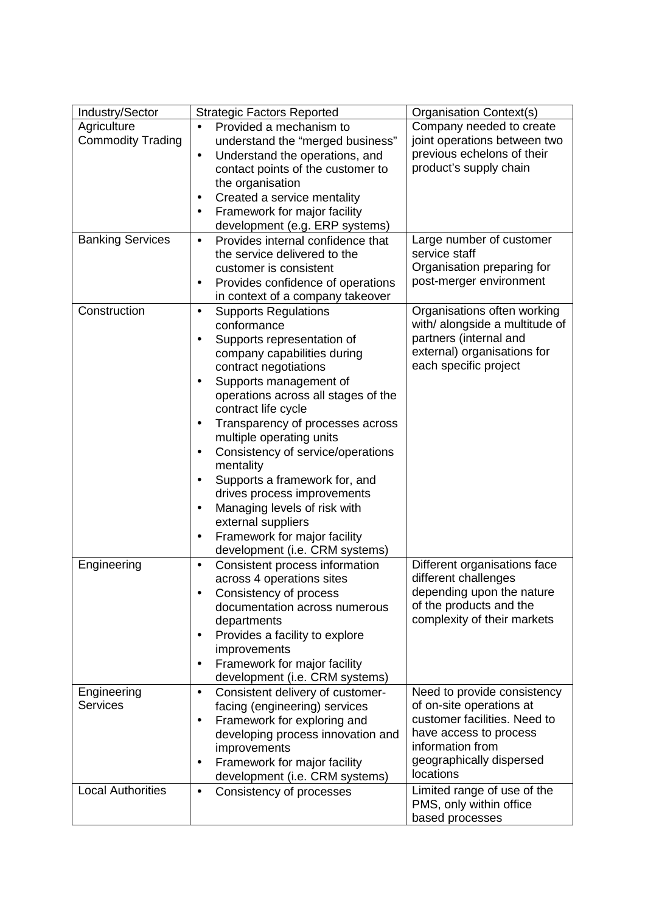| Industry/Sector | Strategic Factors Reported | Organisation Context(s) |
|---|---|---|
| Agriculture Commodity Trading | • Provided a mechanism to understand the "merged business"<br>• Understand the operations, and contact points of the customer to the organisation<br>• Created a service mentality<br>• Framework for major facility development (e.g. ERP systems) | Company needed to create joint operations between two previous echelons of their product's supply chain |
| Banking Services | • Provides internal confidence that the service delivered to the customer is consistent<br>• Provides confidence of operations in context of a company takeover | Large number of customer service staff<br>Organisation preparing for post-merger environment |
| Construction | • Supports Regulations conformance<br>• Supports representation of company capabilities during contract negotiations<br>• Supports management of operations across all stages of the contract life cycle<br>• Transparency of processes across multiple operating units<br>• Consistency of service/operations mentality<br>• Supports a framework for, and drives process improvements<br>• Managing levels of risk with external suppliers<br>• Framework for major facility development (i.e. CRM systems) | Organisations often working with/ alongside a multitude of partners (internal and external) organisations for each specific project |
| Engineering | • Consistent process information across 4 operations sites<br>• Consistency of process documentation across numerous departments<br>• Provides a facility to explore improvements<br>• Framework for major facility development (i.e. CRM systems) | Different organisations face different challenges depending upon the nature of the products and the complexity of their markets |
| Engineering Services | • Consistent delivery of customer-facing (engineering) services<br>• Framework for exploring and developing process innovation and improvements<br>• Framework for major facility development (i.e. CRM systems) | Need to provide consistency of on-site operations at customer facilities. Need to have access to process information from geographically dispersed locations |
| Local Authorities | • Consistency of processes | Limited range of use of the PMS, only within office based processes |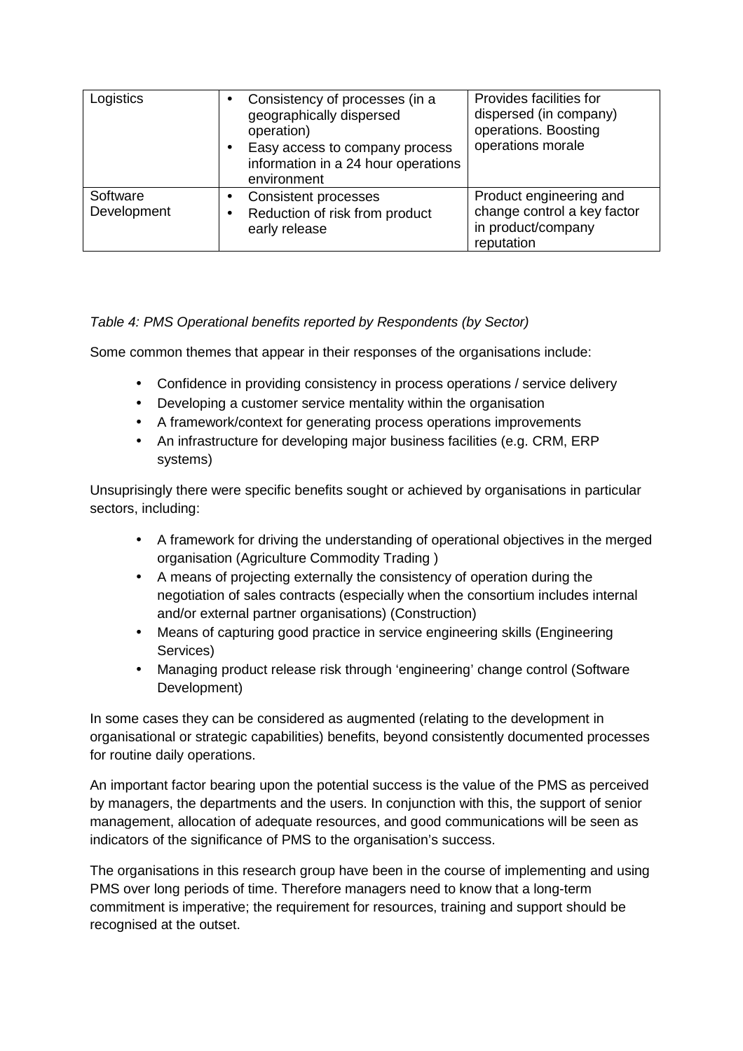| Logistics | • Consistency of processes (in a geographically dispersed operation)<br>• Easy access to company process information in a 24 hour operations environment | Provides facilities for dispersed (in company) operations. Boosting operations morale |
|---|---|---|
| Software Development | • Consistent processes<br>• Reduction of risk from product early release | Product engineering and change control a key factor in product/company reputation |

*Table 4: PMS Operational benefits reported by Respondents (by Sector)*

Some common themes that appear in their responses of the organisations include:

- Confidence in providing consistency in process operations / service delivery
- Developing a customer service mentality within the organisation
- A framework/context for generating process operations improvements
- An infrastructure for developing major business facilities (e.g. CRM, ERP systems)

Unsuprisingly there were specific benefits sought or achieved by organisations in particular sectors, including:

- A framework for driving the understanding of operational objectives in the merged organisation (Agriculture Commodity Trading )
- A means of projecting externally the consistency of operation during the negotiation of sales contracts (especially when the consortium includes internal and/or external partner organisations) (Construction)
- Means of capturing good practice in service engineering skills (Engineering Services)
- Managing product release risk through 'engineering' change control (Software Development)

In some cases they can be considered as augmented (relating to the development in organisational or strategic capabilities) benefits, beyond consistently documented processes for routine daily operations.

An important factor bearing upon the potential success is the value of the PMS as perceived by managers, the departments and the users. In conjunction with this, the support of senior management, allocation of adequate resources, and good communications will be seen as indicators of the significance of PMS to the organisation's success.

The organisations in this research group have been in the course of implementing and using PMS over long periods of time. Therefore managers need to know that a long-term commitment is imperative; the requirement for resources, training and support should be recognised at the outset.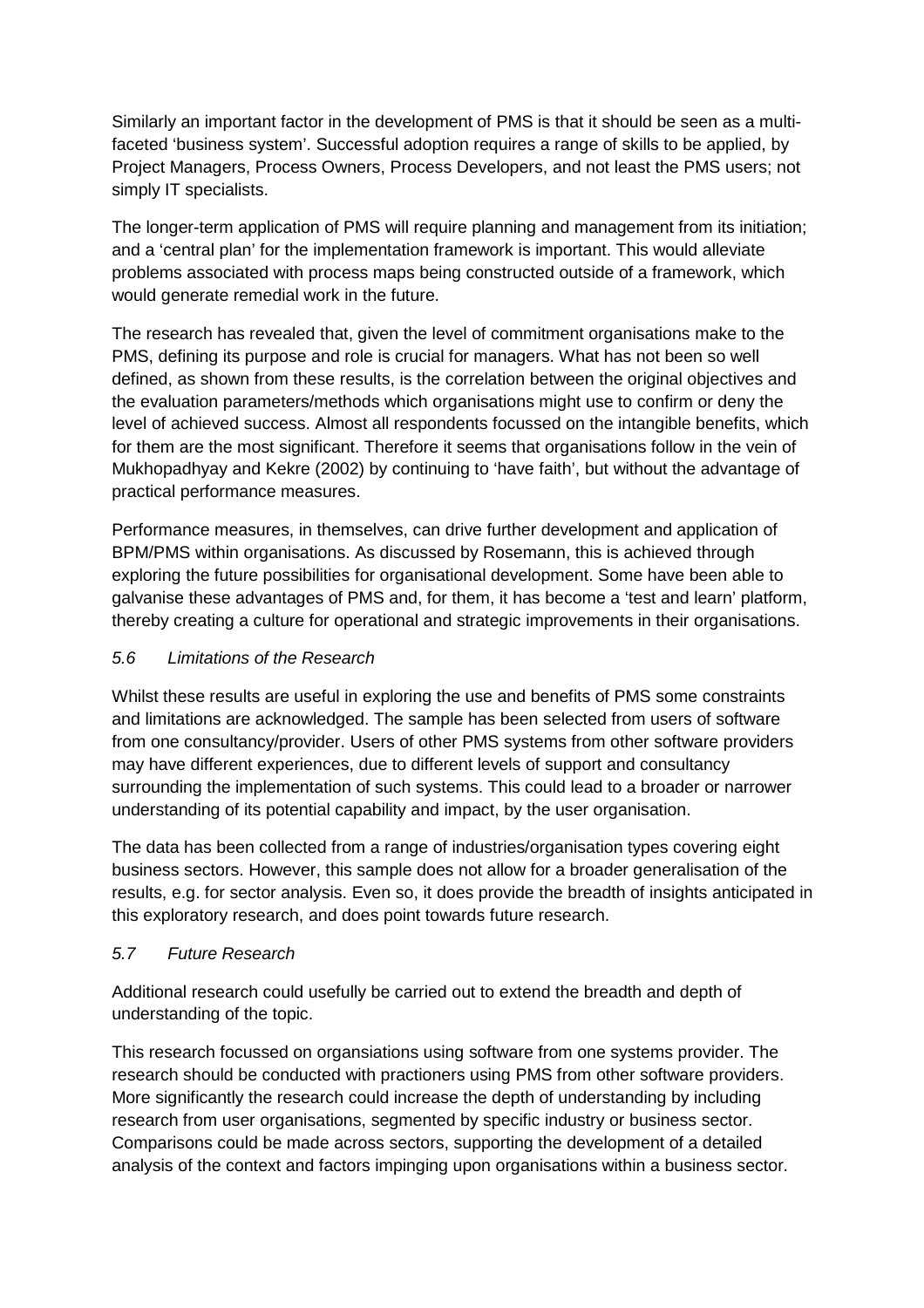Similarly an important factor in the development of PMS is that it should be seen as a multi-faceted 'business system'. Successful adoption requires a range of skills to be applied, by Project Managers, Process Owners, Process Developers, and not least the PMS users; not simply IT specialists.

The longer-term application of PMS will require planning and management from its initiation; and a 'central plan' for the implementation framework is important. This would alleviate problems associated with process maps being constructed outside of a framework, which would generate remedial work in the future.

The research has revealed that, given the level of commitment organisations make to the PMS, defining its purpose and role is crucial for managers. What has not been so well defined, as shown from these results, is the correlation between the original objectives and the evaluation parameters/methods which organisations might use to confirm or deny the level of achieved success. Almost all respondents focussed on the intangible benefits, which for them are the most significant. Therefore it seems that organisations follow in the vein of Mukhopadhyay and Kekre (2002) by continuing to 'have faith', but without the advantage of practical performance measures.

Performance measures, in themselves, can drive further development and application of BPM/PMS within organisations. As discussed by Rosemann, this is achieved through exploring the future possibilities for organisational development. Some have been able to galvanise these advantages of PMS and, for them, it has become a 'test and learn' platform, thereby creating a culture for operational and strategic improvements in their organisations.

### *5.6 Limitations of the Research*

Whilst these results are useful in exploring the use and benefits of PMS some constraints and limitations are acknowledged. The sample has been selected from users of software from one consultancy/provider. Users of other PMS systems from other software providers may have different experiences, due to different levels of support and consultancy surrounding the implementation of such systems. This could lead to a broader or narrower understanding of its potential capability and impact, by the user organisation.

The data has been collected from a range of industries/organisation types covering eight business sectors. However, this sample does not allow for a broader generalisation of the results, e.g. for sector analysis. Even so, it does provide the breadth of insights anticipated in this exploratory research, and does point towards future research.

### *5.7 Future Research*

Additional research could usefully be carried out to extend the breadth and depth of understanding of the topic.

This research focussed on organsiations using software from one systems provider. The research should be conducted with practioners using PMS from other software providers. More significantly the research could increase the depth of understanding by including research from user organisations, segmented by specific industry or business sector. Comparisons could be made across sectors, supporting the development of a detailed analysis of the context and factors impinging upon organisations within a business sector.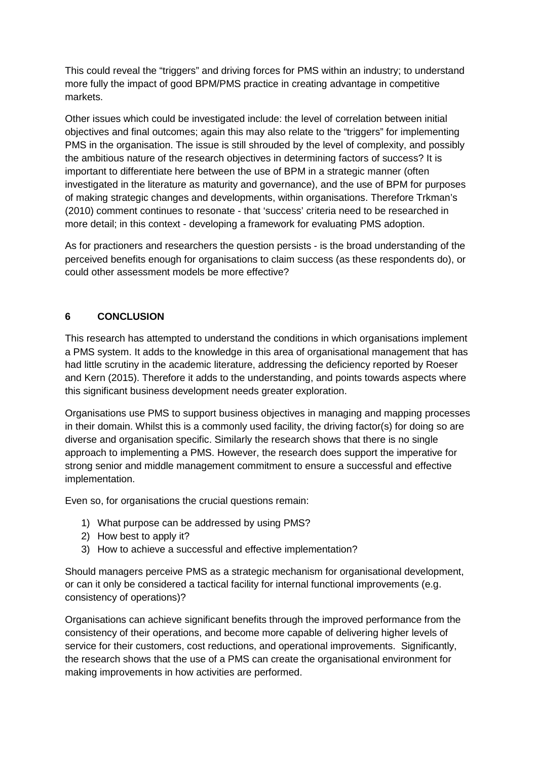This could reveal the "triggers" and driving forces for PMS within an industry; to understand more fully the impact of good BPM/PMS practice in creating advantage in competitive markets.

Other issues which could be investigated include: the level of correlation between initial objectives and final outcomes; again this may also relate to the "triggers" for implementing PMS in the organisation. The issue is still shrouded by the level of complexity, and possibly the ambitious nature of the research objectives in determining factors of success? It is important to differentiate here between the use of BPM in a strategic manner (often investigated in the literature as maturity and governance), and the use of BPM for purposes of making strategic changes and developments, within organisations. Therefore Trkman's (2010) comment continues to resonate - that 'success' criteria need to be researched in more detail; in this context - developing a framework for evaluating PMS adoption.

As for practioners and researchers the question persists - is the broad understanding of the perceived benefits enough for organisations to claim success (as these respondents do), or could other assessment models be more effective?

## 6 CONCLUSION

This research has attempted to understand the conditions in which organisations implement a PMS system. It adds to the knowledge in this area of organisational management that has had little scrutiny in the academic literature, addressing the deficiency reported by Roeser and Kern (2015). Therefore it adds to the understanding, and points towards aspects where this significant business development needs greater exploration.

Organisations use PMS to support business objectives in managing and mapping processes in their domain. Whilst this is a commonly used facility, the driving factor(s) for doing so are diverse and organisation specific. Similarly the research shows that there is no single approach to implementing a PMS. However, the research does support the imperative for strong senior and middle management commitment to ensure a successful and effective implementation.

Even so, for organisations the crucial questions remain:

1) What purpose can be addressed by using PMS?
2) How best to apply it?
3) How to achieve a successful and effective implementation?

Should managers perceive PMS as a strategic mechanism for organisational development, or can it only be considered a tactical facility for internal functional improvements (e.g. consistency of operations)?

Organisations can achieve significant benefits through the improved performance from the consistency of their operations, and become more capable of delivering higher levels of service for their customers, cost reductions, and operational improvements. Significantly, the research shows that the use of a PMS can create the organisational environment for making improvements in how activities are performed.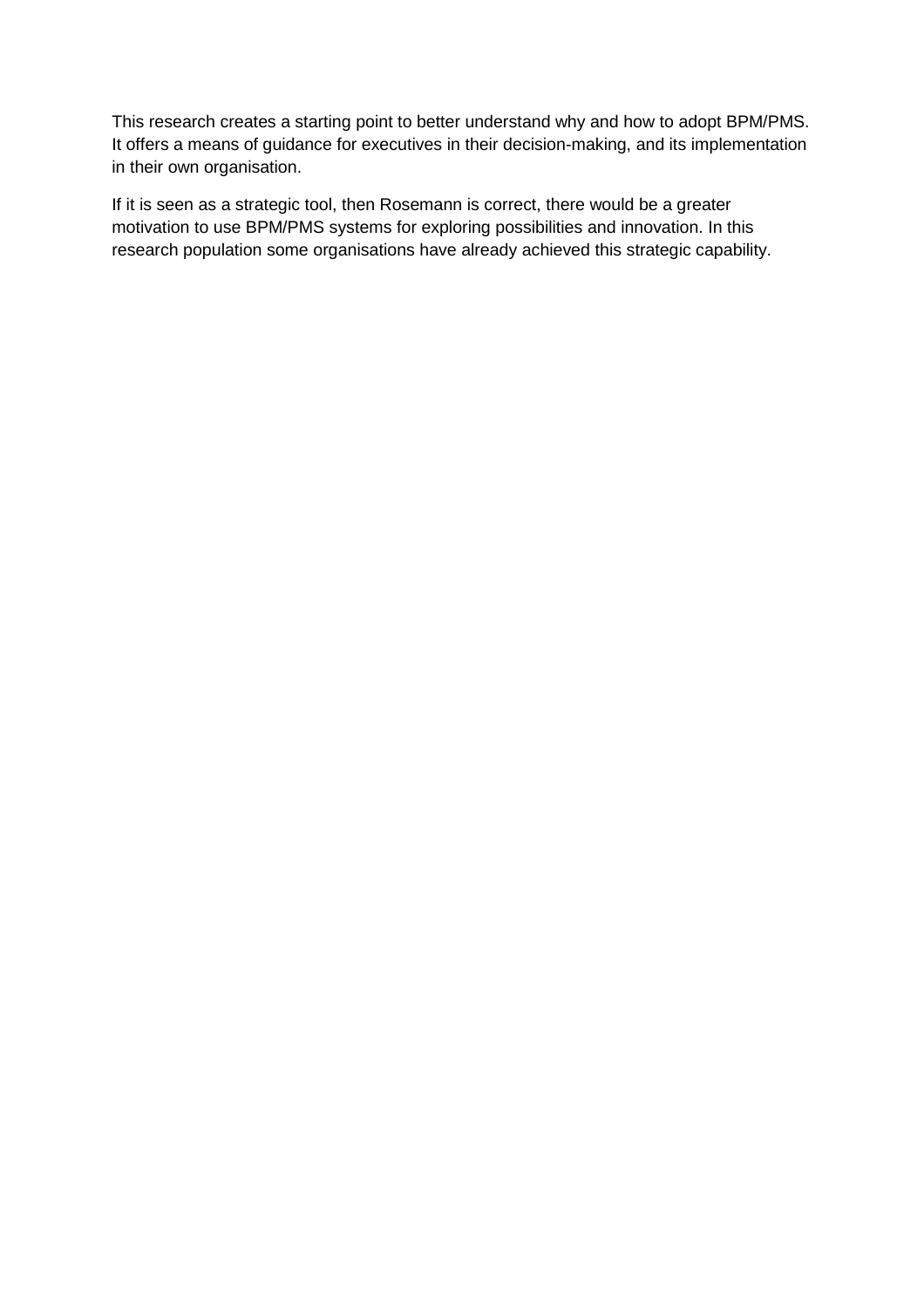This research creates a starting point to better understand why and how to adopt BPM/PMS. It offers a means of guidance for executives in their decision-making, and its implementation in their own organisation.

If it is seen as a strategic tool, then Rosemann is correct, there would be a greater motivation to use BPM/PMS systems for exploring possibilities and innovation. In this research population some organisations have already achieved this strategic capability.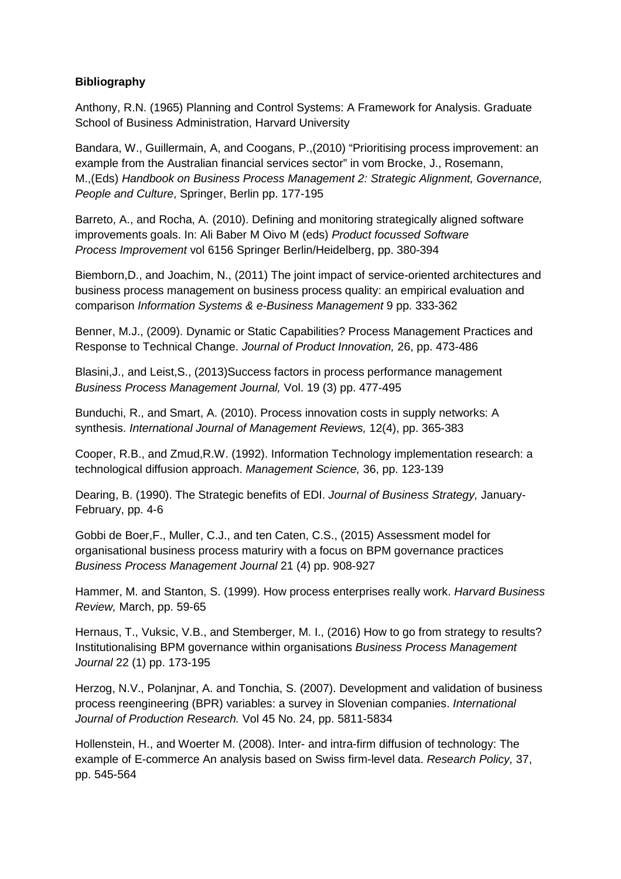**Bibliography**

Anthony, R.N. (1965) Planning and Control Systems: A Framework for Analysis. Graduate School of Business Administration, Harvard University

Bandara, W., Guillermain, A, and Coogans, P.,(2010) "Prioritising process improvement: an example from the Australian financial services sector" in vom Brocke, J., Rosemann, M.,(Eds) *Handbook on Business Process Management 2: Strategic Alignment, Governance, People and Culture*, Springer, Berlin pp. 177-195

Barreto, A., and Rocha, A. (2010). Defining and monitoring strategically aligned software improvements goals. In: Ali Baber M Oivo M (eds) *Product focussed Software Process Improvement* vol 6156 Springer Berlin/Heidelberg, pp. 380-394

Biemborn,D., and Joachim, N., (2011) The joint impact of service-oriented architectures and business process management on business process quality: an empirical evaluation and comparison *Information Systems & e-Business Management* 9 pp. 333-362

Benner, M.J., (2009). Dynamic or Static Capabilities? Process Management Practices and Response to Technical Change. *Journal of Product Innovation,* 26, pp. 473-486

Blasini,J., and Leist,S., (2013)Success factors in process performance management *Business Process Management Journal,* Vol. 19 (3) pp. 477-495

Bunduchi, R., and Smart, A. (2010). Process innovation costs in supply networks: A synthesis. *International Journal of Management Reviews,* 12(4), pp. 365-383

Cooper, R.B., and Zmud,R.W. (1992). Information Technology implementation research: a technological diffusion approach. *Management Science,* 36, pp. 123-139

Dearing, B. (1990). The Strategic benefits of EDI. *Journal of Business Strategy,* January-February, pp. 4-6

Gobbi de Boer,F., Muller, C.J., and ten Caten, C.S., (2015) Assessment model for organisational business process maturiry with a focus on BPM governance practices *Business Process Management Journal* 21 (4) pp. 908-927

Hammer, M. and Stanton, S. (1999). How process enterprises really work. *Harvard Business Review,* March, pp. 59-65

Hernaus, T., Vuksic, V.B., and Stemberger, M. I., (2016) How to go from strategy to results? Institutionalising BPM governance within organisations *Business Process Management Journal* 22 (1) pp. 173-195

Herzog, N.V., Polanjnar, A. and Tonchia, S. (2007). Development and validation of business process reengineering (BPR) variables: a survey in Slovenian companies. *International Journal of Production Research.* Vol 45 No. 24, pp. 5811-5834

Hollenstein, H., and Woerter M. (2008). Inter- and intra-firm diffusion of technology: The example of E-commerce An analysis based on Swiss firm-level data. *Research Policy,* 37, pp. 545-564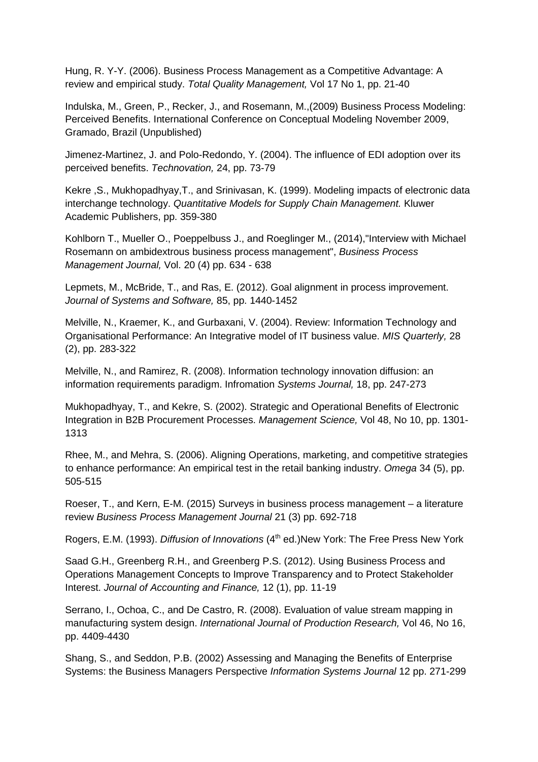Hung, R. Y-Y. (2006). Business Process Management as a Competitive Advantage: A review and empirical study. *Total Quality Management,* Vol 17 No 1, pp. 21-40

Indulska, M., Green, P., Recker, J., and Rosemann, M.,(2009) Business Process Modeling: Perceived Benefits. International Conference on Conceptual Modeling November 2009, Gramado, Brazil (Unpublished)

Jimenez-Martinez, J. and Polo-Redondo, Y. (2004). The influence of EDI adoption over its perceived benefits. *Technovation,* 24, pp. 73-79

Kekre ,S., Mukhopadhyay,T., and Srinivasan, K. (1999). Modeling impacts of electronic data interchange technology. *Quantitative Models for Supply Chain Management.* Kluwer Academic Publishers, pp. 359-380

Kohlborn T., Mueller O., Poeppelbuss J., and Roeglinger M., (2014),"Interview with Michael Rosemann on ambidextrous business process management", *Business Process Management Journal,* Vol. 20 (4) pp. 634 - 638

Lepmets, M., McBride, T., and Ras, E. (2012). Goal alignment in process improvement. *Journal of Systems and Software,* 85, pp. 1440-1452

Melville, N., Kraemer, K., and Gurbaxani, V. (2004). Review: Information Technology and Organisational Performance: An Integrative model of IT business value. *MIS Quarterly,* 28 (2), pp. 283-322

Melville, N., and Ramirez, R. (2008). Information technology innovation diffusion: an information requirements paradigm. Infromation *Systems Journal,* 18, pp. 247-273

Mukhopadhyay, T., and Kekre, S. (2002). Strategic and Operational Benefits of Electronic Integration in B2B Procurement Processes. *Management Science,* Vol 48, No 10, pp. 1301-1313

Rhee, M., and Mehra, S. (2006). Aligning Operations, marketing, and competitive strategies to enhance performance: An empirical test in the retail banking industry. *Omega* 34 (5), pp. 505-515

Roeser, T., and Kern, E-M. (2015) Surveys in business process management – a literature review *Business Process Management Journal* 21 (3) pp. 692-718

Rogers, E.M. (1993). *Diffusion of Innovations* (4th ed.)New York: The Free Press New York

Saad G.H., Greenberg R.H., and Greenberg P.S. (2012). Using Business Process and Operations Management Concepts to Improve Transparency and to Protect Stakeholder Interest. *Journal of Accounting and Finance,* 12 (1), pp. 11-19

Serrano, I., Ochoa, C., and De Castro, R. (2008). Evaluation of value stream mapping in manufacturing system design. *International Journal of Production Research,* Vol 46, No 16, pp. 4409-4430

Shang, S., and Seddon, P.B. (2002) Assessing and Managing the Benefits of Enterprise Systems: the Business Managers Perspective *Information Systems Journal* 12 pp. 271-299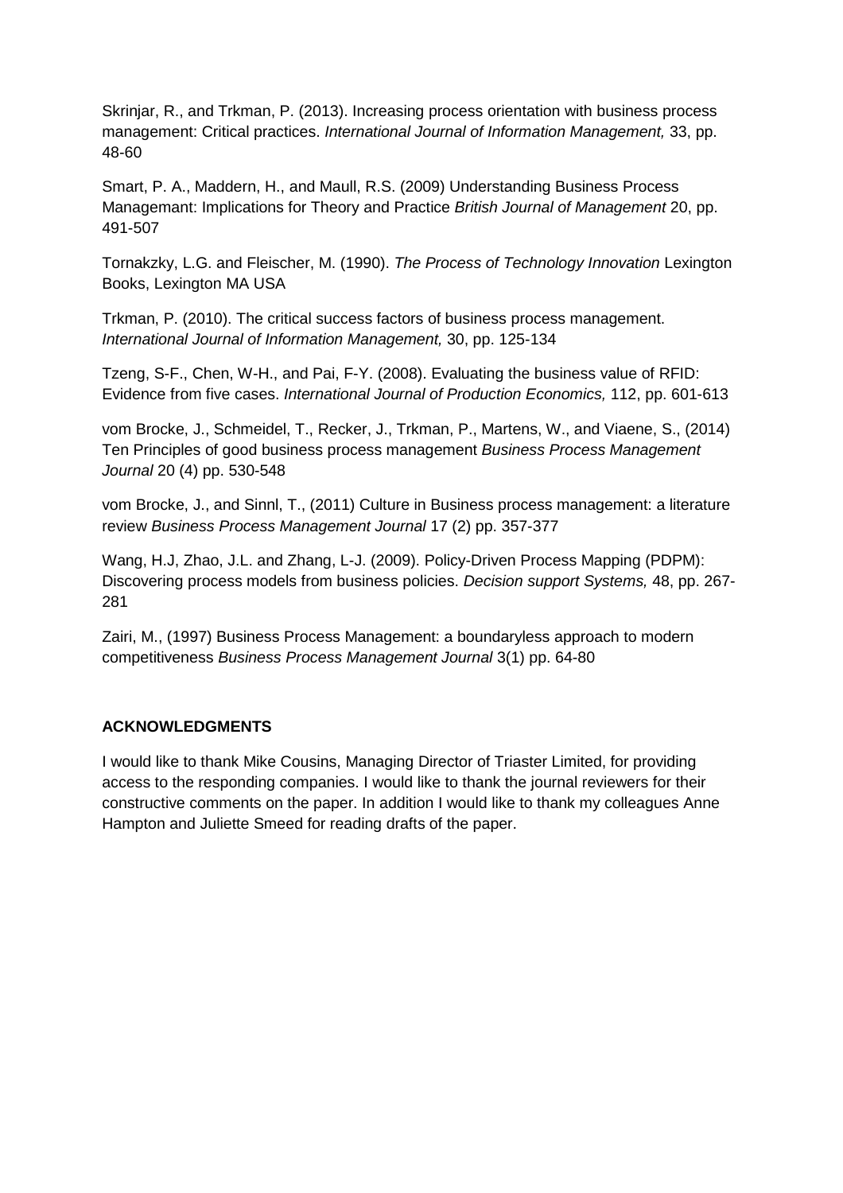Skrinjar, R., and Trkman, P. (2013). Increasing process orientation with business process management: Critical practices. *International Journal of Information Management,* 33, pp. 48-60

Smart, P. A., Maddern, H., and Maull, R.S. (2009) Understanding Business Process Managemant: Implications for Theory and Practice *British Journal of Management* 20, pp. 491-507

Tornakzky, L.G. and Fleischer, M. (1990). *The Process of Technology Innovation* Lexington Books, Lexington MA USA

Trkman, P. (2010). The critical success factors of business process management. *International Journal of Information Management,* 30, pp. 125-134

Tzeng, S-F., Chen, W-H., and Pai, F-Y. (2008). Evaluating the business value of RFID: Evidence from five cases. *International Journal of Production Economics,* 112, pp. 601-613

vom Brocke, J., Schmeidel, T., Recker, J., Trkman, P., Martens, W., and Viaene, S., (2014) Ten Principles of good business process management *Business Process Management Journal* 20 (4) pp. 530-548

vom Brocke, J., and Sinnl, T., (2011) Culture in Business process management: a literature review *Business Process Management Journal* 17 (2) pp. 357-377

Wang, H.J, Zhao, J.L. and Zhang, L-J. (2009). Policy-Driven Process Mapping (PDPM): Discovering process models from business policies. *Decision support Systems,* 48, pp. 267-281

Zairi, M., (1997) Business Process Management: a boundaryless approach to modern competitiveness *Business Process Management Journal* 3(1) pp. 64-80

**ACKNOWLEDGMENTS**

I would like to thank Mike Cousins, Managing Director of Triaster Limited, for providing access to the responding companies. I would like to thank the journal reviewers for their constructive comments on the paper. In addition I would like to thank my colleagues Anne Hampton and Juliette Smeed for reading drafts of the paper.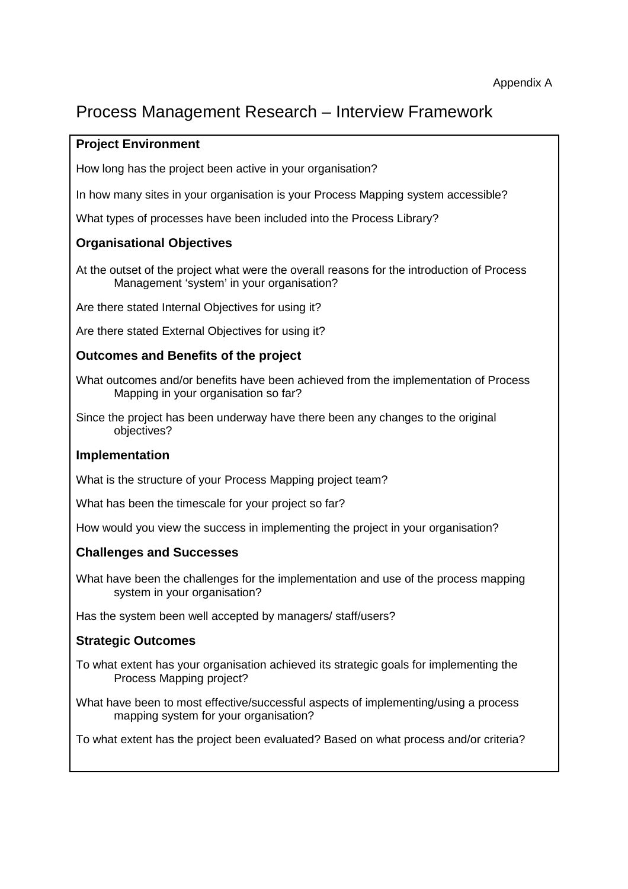Appendix A

# Process Management Research – Interview Framework

## Project Environment

How long has the project been active in your organisation?

In how many sites in your organisation is your Process Mapping system accessible?

What types of processes have been included into the Process Library?

## Organisational Objectives

At the outset of the project what were the overall reasons for the introduction of Process Management 'system' in your organisation?

Are there stated Internal Objectives for using it?

Are there stated External Objectives for using it?

## Outcomes and Benefits of the project

What outcomes and/or benefits have been achieved from the implementation of Process Mapping in your organisation so far?

Since the project has been underway have there been any changes to the original objectives?

## Implementation

What is the structure of your Process Mapping project team?

What has been the timescale for your project so far?

How would you view the success in implementing the project in your organisation?

## Challenges and Successes

What have been the challenges for the implementation and use of the process mapping system in your organisation?

Has the system been well accepted by managers/ staff/users?

## Strategic Outcomes

To what extent has your organisation achieved its strategic goals for implementing the Process Mapping project?

What have been to most effective/successful aspects of implementing/using a process mapping system for your organisation?

To what extent has the project been evaluated? Based on what process and/or criteria?